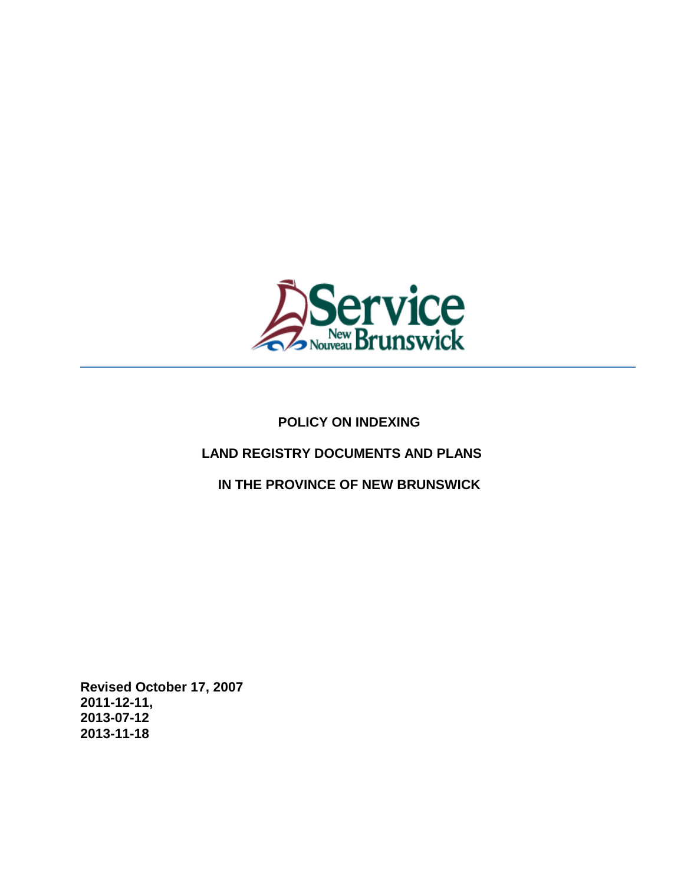Service New Nouveau Brunswick

# POLICY ON INDEXING

# LAND REGISTRY DOCUMENTS AND PLANS

# IN THE PROVINCE OF NEW BRUNSWICK

**Revised October 17, 2007**
**2011-12-11,**
**2013-07-12**
**2013-11-18**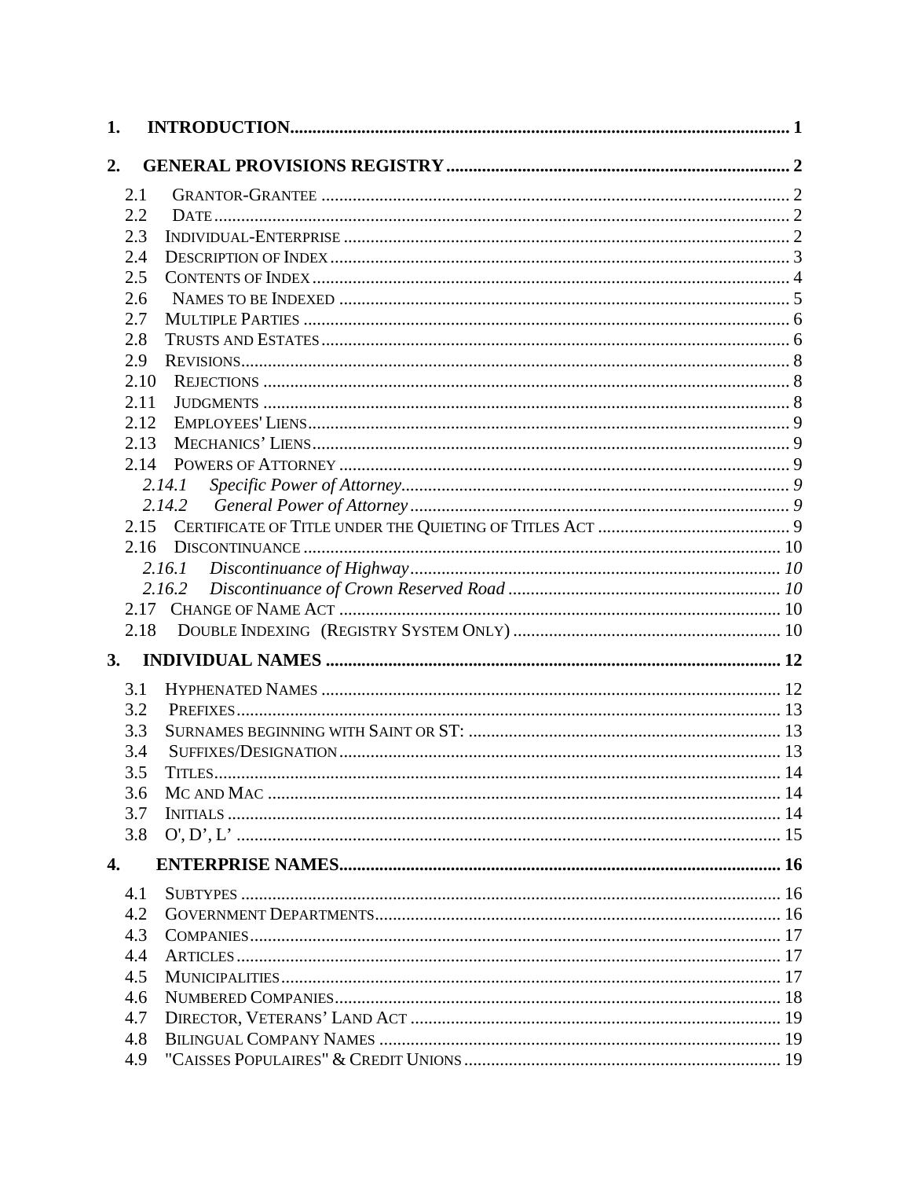1. **INTRODUCTION** ..... 1

2. **GENERAL PROVISIONS REGISTRY** ..... 2

   - 2.1 GRANTOR-GRANTEE ..... 2
   - 2.2 DATE ..... 2
   - 2.3 INDIVIDUAL-ENTERPRISE ..... 2
   - 2.4 DESCRIPTION OF INDEX ..... 3
   - 2.5 CONTENTS OF INDEX ..... 4
   - 2.6 NAMES TO BE INDEXED ..... 5
   - 2.7 MULTIPLE PARTIES ..... 6
   - 2.8 TRUSTS AND ESTATES ..... 6
   - 2.9 REVISIONS ..... 8
   - 2.10 REJECTIONS ..... 8
   - 2.11 JUDGMENTS ..... 8
   - 2.12 EMPLOYEES' LIENS ..... 9
   - 2.13 MECHANICS' LIENS ..... 9
   - 2.14 POWERS OF ATTORNEY ..... 9
     - *2.14.1 Specific Power of Attorney ..... 9*
     - *2.14.2 General Power of Attorney ..... 9*
   - 2.15 CERTIFICATE OF TITLE UNDER THE QUIETING OF TITLES ACT ..... 9
   - 2.16 DISCONTINUANCE ..... 10
     - *2.16.1 Discontinuance of Highway ..... 10*
     - *2.16.2 Discontinuance of Crown Reserved Road ..... 10*
   - 2.17 CHANGE OF NAME ACT ..... 10
   - 2.18 DOUBLE INDEXING (REGISTRY SYSTEM ONLY) ..... 10

3. **INDIVIDUAL NAMES** ..... 12

   - 3.1 HYPHENATED NAMES ..... 12
   - 3.2 PREFIXES ..... 13
   - 3.3 SURNAMES BEGINNING WITH SAINT OR ST: ..... 13
   - 3.4 SUFFIXES/DESIGNATION ..... 13
   - 3.5 TITLES ..... 14
   - 3.6 MC AND MAC ..... 14
   - 3.7 INITIALS ..... 14
   - 3.8 O', D', L' ..... 15

4. **ENTERPRISE NAMES** ..... 16

   - 4.1 SUBTYPES ..... 16
   - 4.2 GOVERNMENT DEPARTMENTS ..... 16
   - 4.3 COMPANIES ..... 17
   - 4.4 ARTICLES ..... 17
   - 4.5 MUNICIPALITIES ..... 17
   - 4.6 NUMBERED COMPANIES ..... 18
   - 4.7 DIRECTOR, VETERANS' LAND ACT ..... 19
   - 4.8 BILINGUAL COMPANY NAMES ..... 19
   - 4.9 "CAISSES POPULAIRES" & CREDIT UNIONS ..... 19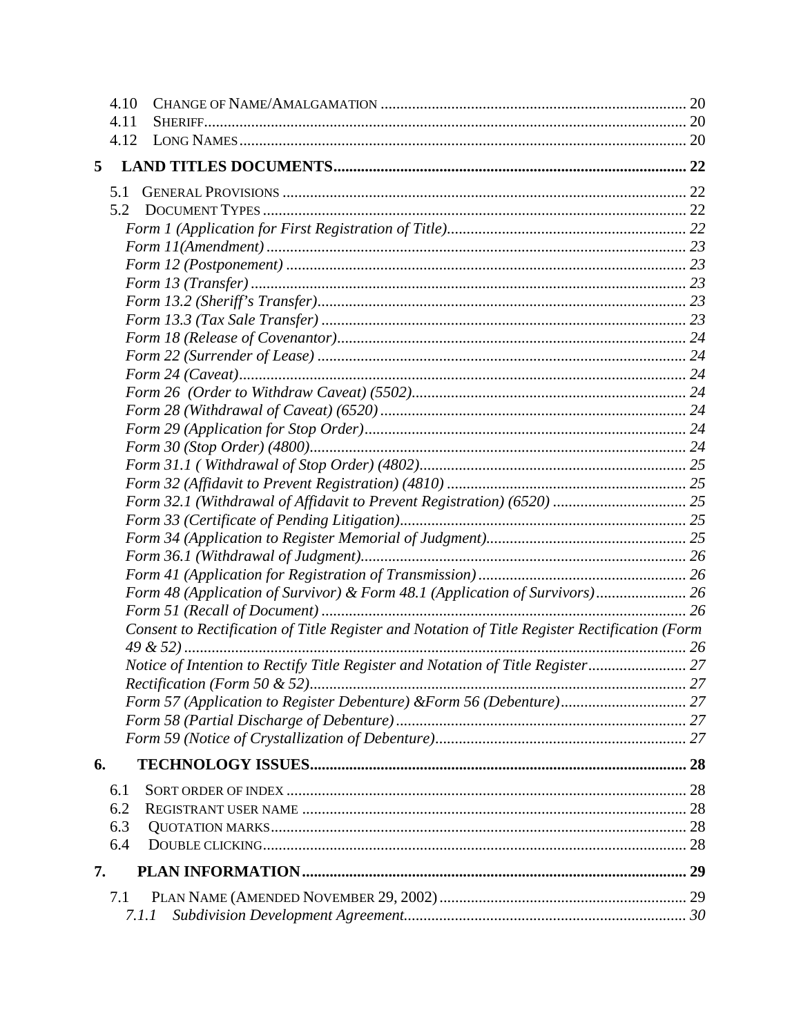4.10 CHANGE OF NAME/AMALGAMATION ............................................................................ 20
4.11 SHERIFF.......................................................................................................... 20
4.12 LONG NAMES ................................................................................................ 20

**5 LAND TITLES DOCUMENTS......................................................................................... 22**

5.1 GENERAL PROVISIONS ..................................................................................... 22
5.2 DOCUMENT TYPES .......................................................................................... 22
*Form 1 (Application for First Registration of Title)............................................................ 22*
*Form 11(Amendment) .......................................................................................................... 23*
*Form 12 (Postponement) ..................................................................................................... 23*
*Form 13 (Transfer) .............................................................................................................. 23*
*Form 13.2 (Sheriff's Transfer)............................................................................................. 23*
*Form 13.3 (Tax Sale Transfer) ............................................................................................ 23*
*Form 18 (Release of Covenantor)........................................................................................ 24*
*Form 22 (Surrender of Lease) ............................................................................................. 24*
*Form 24 (Caveat)................................................................................................................. 24*
*Form 26 (Order to Withdraw Caveat) (5502)...................................................................... 24*
*Form 28 (Withdrawal of Caveat) (6520) ............................................................................. 24*
*Form 29 (Application for Stop Order)................................................................................. 24*
*Form 30 (Stop Order) (4800)............................................................................................... 24*
*Form 31.1 ( Withdrawal of Stop Order) (4802).................................................................... 25*
*Form 32 (Affidavit to Prevent Registration) (4810) ............................................................ 25*
*Form 32.1 (Withdrawal of Affidavit to Prevent Registration) (6520) ................................. 25*
*Form 33 (Certificate of Pending Litigation)........................................................................ 25*
*Form 34 (Application to Register Memorial of Judgment).................................................. 25*
*Form 36.1 (Withdrawal of Judgment).................................................................................. 26*
*Form 41 (Application for Registration of Transmission) .................................................... 26*
*Form 48 (Application of Survivor) & Form 48.1 (Application of Survivors)...................... 26*
*Form 51 (Recall of Document) ............................................................................................ 26*
*Consent to Rectification of Title Register and Notation of Title Register Rectification (Form 49 & 52) ............................................................................................................................. 26*
*Notice of Intention to Rectify Title Register and Notation of Title Register........................ 27*
*Rectification (Form 50 & 52)............................................................................................... 27*
*Form 57 (Application to Register Debenture) &Form 56 (Debenture)................................ 27*
*Form 58 (Partial Discharge of Debenture) .......................................................................... 27*
*Form 59 (Notice of Crystallization of Debenture)............................................................... 27*

**6. TECHNOLOGY ISSUES............................................................................................... 28**

6.1 SORT ORDER OF INDEX ..................................................................................... 28
6.2 REGISTRANT USER NAME ................................................................................. 28
6.3 QUOTATION MARKS.......................................................................................... 28
6.4 DOUBLE CLICKING............................................................................................ 28

**7. PLAN INFORMATION................................................................................................. 29**

7.1 PLAN NAME (AMENDED NOVEMBER 29, 2002) .............................................................. 29
*7.1.1 Subdivision Development Agreement....................................................................... 30*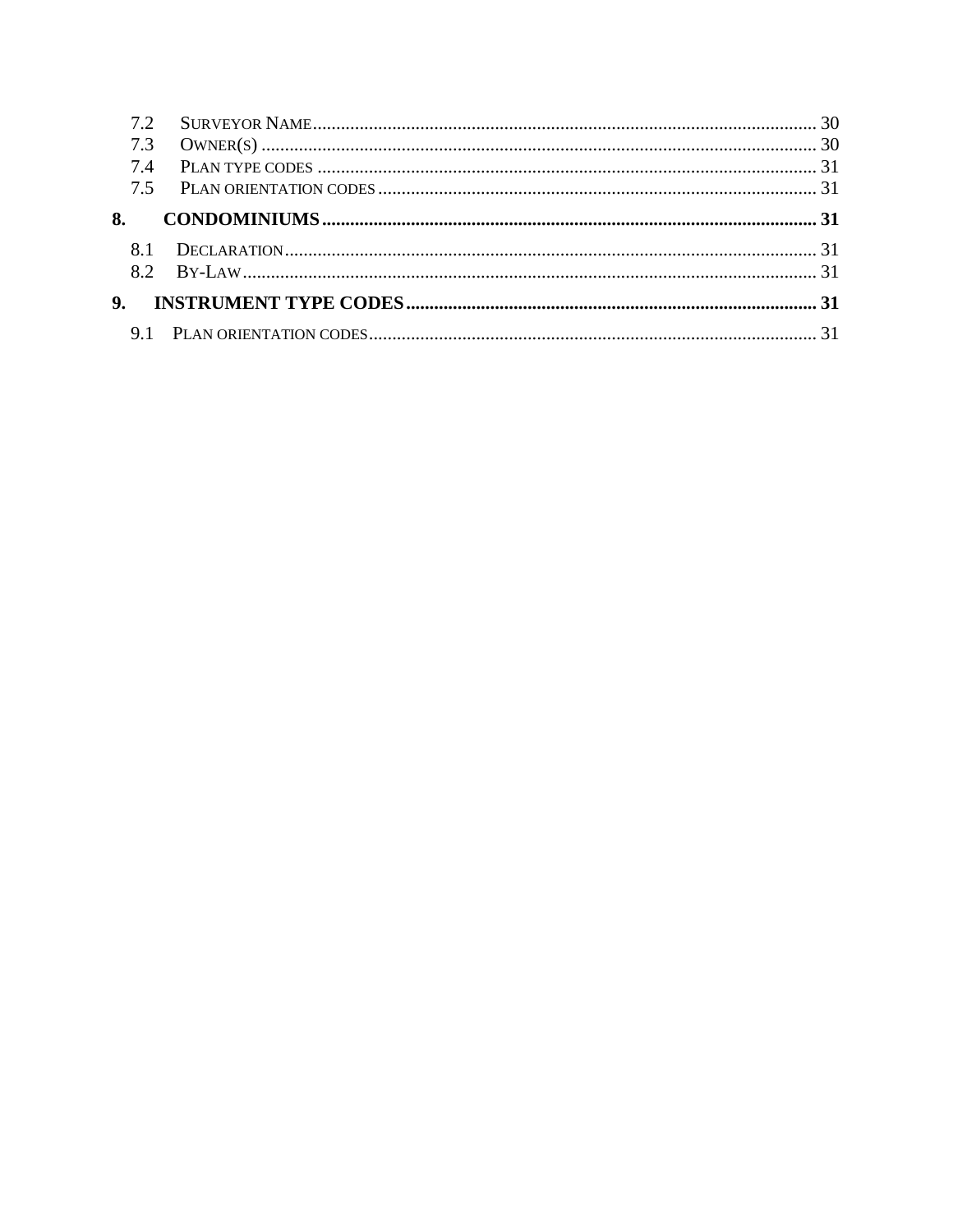7.2 SURVEYOR NAME ........................................................................................................ 30
7.3 OWNER(S) ................................................................................................................... 30
7.4 PLAN TYPE CODES ....................................................................................................... 31
7.5 PLAN ORIENTATION CODES ........................................................................................... 31

**8. CONDOMINIUMS ........................................................................................................ 31**

8.1 DECLARATION ............................................................................................................. 31
8.2 BY-LAW ...................................................................................................................... 31

**9. INSTRUMENT TYPE CODES ....................................................................................... 31**

9.1 PLAN ORIENTATION CODES ........................................................................................... 31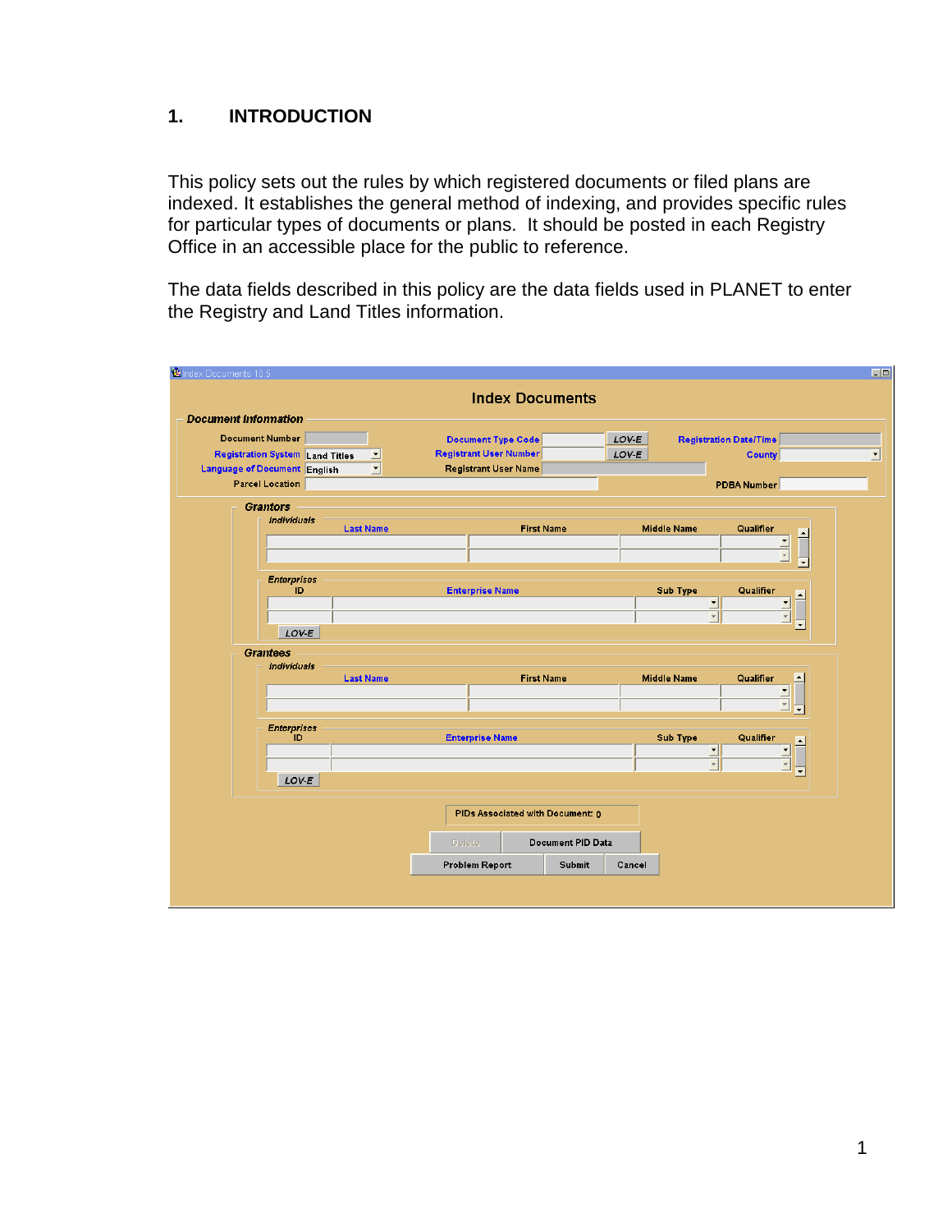# 1. INTRODUCTION

This policy sets out the rules by which registered documents or filed plans are indexed. It establishes the general method of indexing, and provides specific rules for particular types of documents or plans. It should be posted in each Registry Office in an accessible place for the public to reference.

The data fields described in this policy are the data fields used in PLANET to enter the Registry and Land Titles information.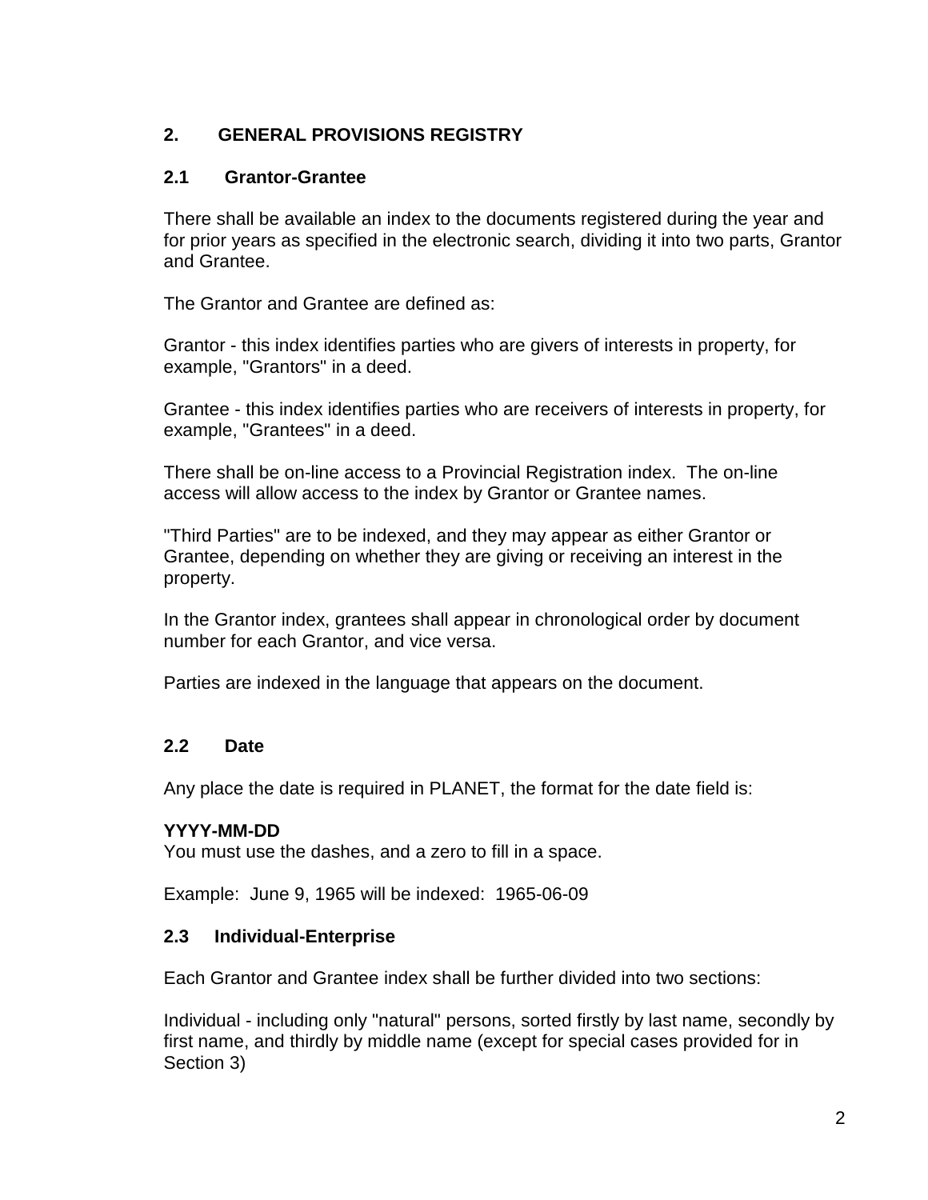## 2. GENERAL PROVISIONS REGISTRY

### 2.1 Grantor-Grantee

There shall be available an index to the documents registered during the year and for prior years as specified in the electronic search, dividing it into two parts, Grantor and Grantee.

The Grantor and Grantee are defined as:

Grantor - this index identifies parties who are givers of interests in property, for example, "Grantors" in a deed.

Grantee - this index identifies parties who are receivers of interests in property, for example, "Grantees" in a deed.

There shall be on-line access to a Provincial Registration index. The on-line access will allow access to the index by Grantor or Grantee names.

"Third Parties" are to be indexed, and they may appear as either Grantor or Grantee, depending on whether they are giving or receiving an interest in the property.

In the Grantor index, grantees shall appear in chronological order by document number for each Grantor, and vice versa.

Parties are indexed in the language that appears on the document.

### 2.2 Date

Any place the date is required in PLANET, the format for the date field is:

**YYYY-MM-DD**
You must use the dashes, and a zero to fill in a space.

Example: June 9, 1965 will be indexed: 1965-06-09

### 2.3 Individual-Enterprise

Each Grantor and Grantee index shall be further divided into two sections:

Individual - including only "natural" persons, sorted firstly by last name, secondly by first name, and thirdly by middle name (except for special cases provided for in Section 3)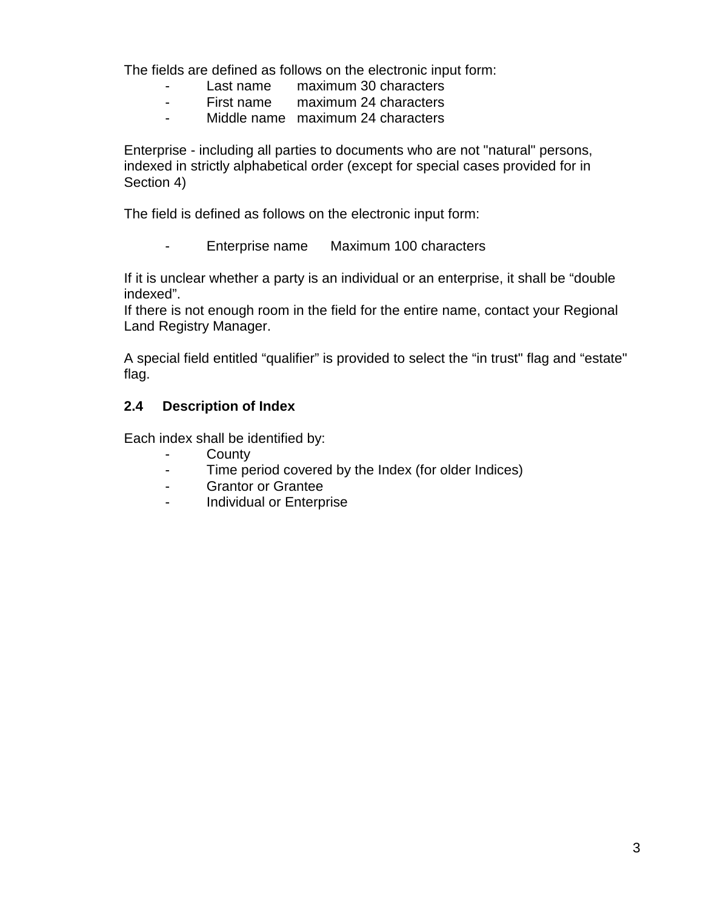The fields are defined as follows on the electronic input form:

- Last name maximum 30 characters
- First name maximum 24 characters
- Middle name maximum 24 characters

Enterprise - including all parties to documents who are not "natural" persons, indexed in strictly alphabetical order (except for special cases provided for in Section 4)

The field is defined as follows on the electronic input form:

- Enterprise name Maximum 100 characters

If it is unclear whether a party is an individual or an enterprise, it shall be “double indexed”.
If there is not enough room in the field for the entire name, contact your Regional Land Registry Manager.

A special field entitled “qualifier” is provided to select the “in trust" flag and “estate" flag.

## 2.4 Description of Index

Each index shall be identified by:

- County
- Time period covered by the Index (for older Indices)
- Grantor or Grantee
- Individual or Enterprise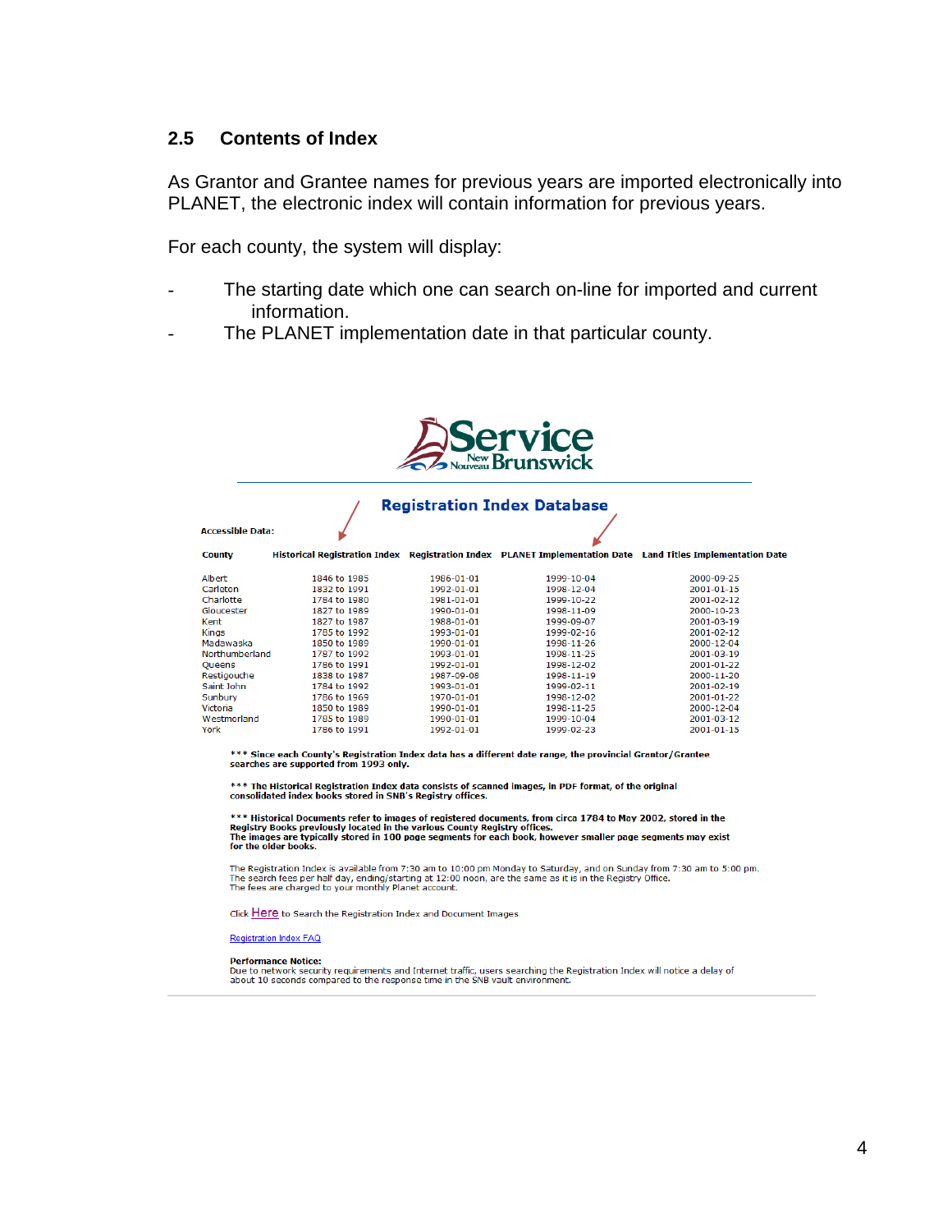## 2.5 Contents of Index

As Grantor and Grantee names for previous years are imported electronically into PLANET, the electronic index will contain information for previous years.

For each county, the system will display:

- The starting date which one can search on-line for imported and current information.
- The PLANET implementation date in that particular county.

Service New Nouveau Brunswick

### Registration Index Database

**Accessible Data:**

| County | Historical Registration Index | Registration Index | PLANET Implementation Date | Land Titles Implementation Date |
|---|---|---|---|---|
| Albert | 1846 to 1985 | 1986-01-01 | 1999-10-04 | 2000-09-25 |
| Carleton | 1832 to 1991 | 1992-01-01 | 1998-12-04 | 2001-01-15 |
| Charlotte | 1784 to 1980 | 1981-01-01 | 1999-10-22 | 2001-02-12 |
| Gloucester | 1827 to 1989 | 1990-01-01 | 1998-11-09 | 2000-10-23 |
| Kent | 1827 to 1987 | 1988-01-01 | 1999-09-07 | 2001-03-19 |
| Kings | 1785 to 1992 | 1993-01-01 | 1999-02-16 | 2001-02-12 |
| Madawaska | 1850 to 1989 | 1990-01-01 | 1998-11-26 | 2000-12-04 |
| Northumberland | 1787 to 1992 | 1993-01-01 | 1998-11-25 | 2001-03-19 |
| Queens | 1786 to 1991 | 1992-01-01 | 1998-12-02 | 2001-01-22 |
| Restigouche | 1838 to 1987 | 1987-09-08 | 1998-11-19 | 2000-11-20 |
| Saint John | 1784 to 1992 | 1993-01-01 | 1999-02-11 | 2001-02-19 |
| Sunbury | 1786 to 1969 | 1970-01-01 | 1998-12-02 | 2001-01-22 |
| Victoria | 1850 to 1989 | 1990-01-01 | 1998-11-25 | 2000-12-04 |
| Westmorland | 1785 to 1989 | 1990-01-01 | 1999-10-04 | 2001-03-12 |
| York | 1786 to 1991 | 1992-01-01 | 1999-02-23 | 2001-01-15 |

**\*\*\* Since each County's Registration Index data has a different date range, the provincial Grantor/Grantee searches are supported from 1993 only.**

**\*\*\* The Historical Registration Index data consists of scanned images, in PDF format, of the original consolidated index books stored in SNB's Registry offices.**

**\*\*\* Historical Documents refer to images of registered documents, from circa 1784 to May 2002, stored in the Registry Books previously located in the various County Registry offices.**
**The images are typically stored in 100 page segments for each book, however smaller page segments may exist for the older books.**

The Registration Index is available from 7:30 am to 10:00 pm Monday to Saturday, and on Sunday from 7:30 am to 5:00 pm.
The search fees per half day, ending/starting at 12:00 noon, are the same as it is in the Registry Office.
The fees are charged to your monthly Planet account.

Click Here to Search the Registration Index and Document Images

Registration Index FAQ

**Performance Notice:**
Due to network security requirements and Internet traffic, users searching the Registration Index will notice a delay of about 10 seconds compared to the response time in the SNB vault environment.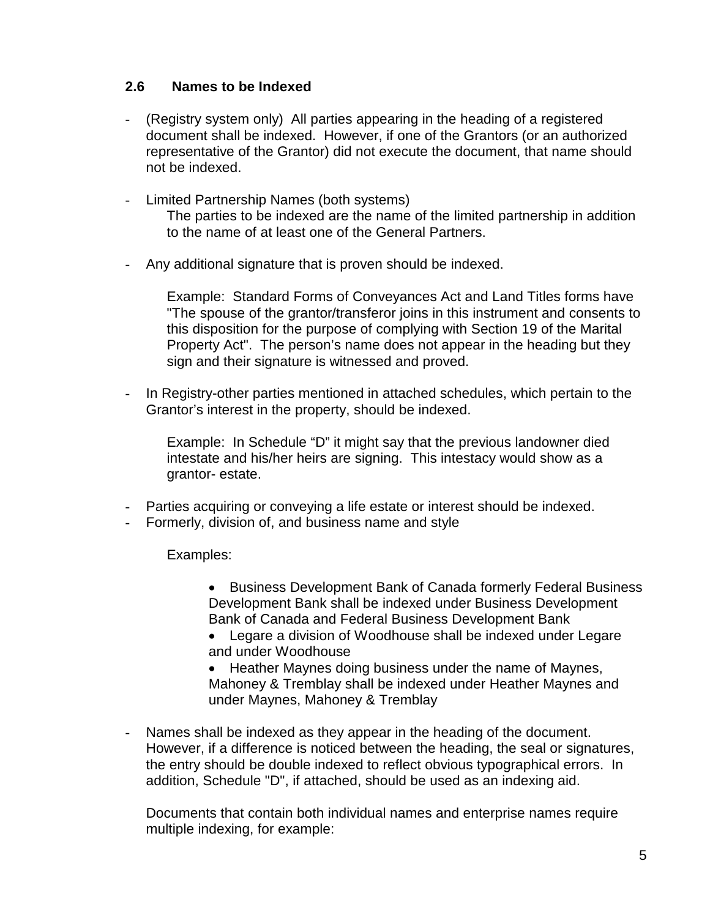### 2.6 Names to be Indexed

- (Registry system only) All parties appearing in the heading of a registered document shall be indexed. However, if one of the Grantors (or an authorized representative of the Grantor) did not execute the document, that name should not be indexed.

- Limited Partnership Names (both systems)

  The parties to be indexed are the name of the limited partnership in addition to the name of at least one of the General Partners.

- Any additional signature that is proven should be indexed.

  Example: Standard Forms of Conveyances Act and Land Titles forms have "The spouse of the grantor/transferor joins in this instrument and consents to this disposition for the purpose of complying with Section 19 of the Marital Property Act". The person's name does not appear in the heading but they sign and their signature is witnessed and proved.

- In Registry-other parties mentioned in attached schedules, which pertain to the Grantor's interest in the property, should be indexed.

  Example: In Schedule "D" it might say that the previous landowner died intestate and his/her heirs are signing. This intestacy would show as a grantor- estate.

- Parties acquiring or conveying a life estate or interest should be indexed.
- Formerly, division of, and business name and style

  Examples:

  - Business Development Bank of Canada formerly Federal Business Development Bank shall be indexed under Business Development Bank of Canada and Federal Business Development Bank
  - Legare a division of Woodhouse shall be indexed under Legare and under Woodhouse
  - Heather Maynes doing business under the name of Maynes, Mahoney & Tremblay shall be indexed under Heather Maynes and under Maynes, Mahoney & Tremblay

- Names shall be indexed as they appear in the heading of the document. However, if a difference is noticed between the heading, the seal or signatures, the entry should be double indexed to reflect obvious typographical errors. In addition, Schedule "D", if attached, should be used as an indexing aid.

  Documents that contain both individual names and enterprise names require multiple indexing, for example: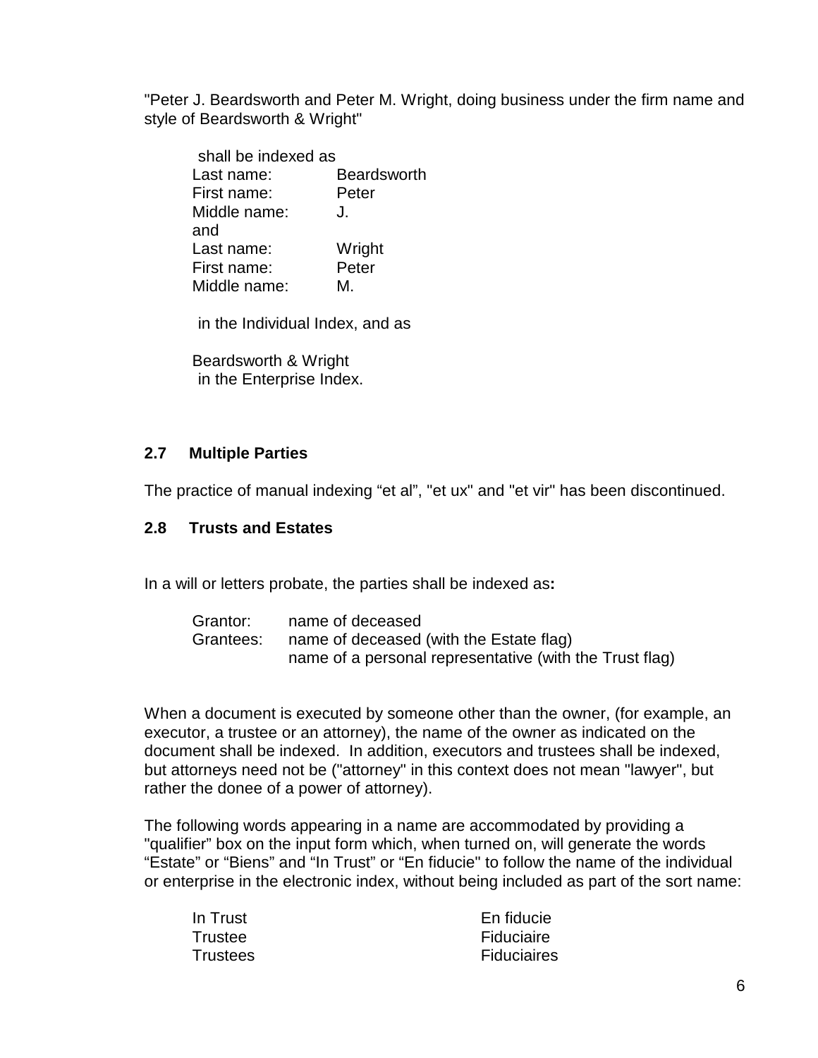"Peter J. Beardsworth and Peter M. Wright, doing business under the firm name and style of Beardsworth & Wright"

shall be indexed as

| | |
|---|---|
| Last name: | Beardsworth |
| First name: | Peter |
| Middle name: | J. |
| and | |
| Last name: | Wright |
| First name: | Peter |
| Middle name: | M. |

in the Individual Index, and as

Beardsworth & Wright
in the Enterprise Index.

## 2.7 Multiple Parties

The practice of manual indexing “et al”, "et ux" and "et vir" has been discontinued.

## 2.8 Trusts and Estates

In a will or letters probate, the parties shall be indexed as**:**

| | |
|---|---|
| Grantor: | name of deceased |
| Grantees: | name of deceased (with the Estate flag) |
| | name of a personal representative (with the Trust flag) |

When a document is executed by someone other than the owner, (for example, an executor, a trustee or an attorney), the name of the owner as indicated on the document shall be indexed. In addition, executors and trustees shall be indexed, but attorneys need not be ("attorney" in this context does not mean "lawyer", but rather the donee of a power of attorney).

The following words appearing in a name are accommodated by providing a "qualifier” box on the input form which, when turned on, will generate the words “Estate” or “Biens” and “In Trust” or “En fiducie" to follow the name of the individual or enterprise in the electronic index, without being included as part of the sort name:

| | |
|---|---|
| In Trust | En fiducie |
| Trustee | Fiduciaire |
| Trustees | Fiduciaires |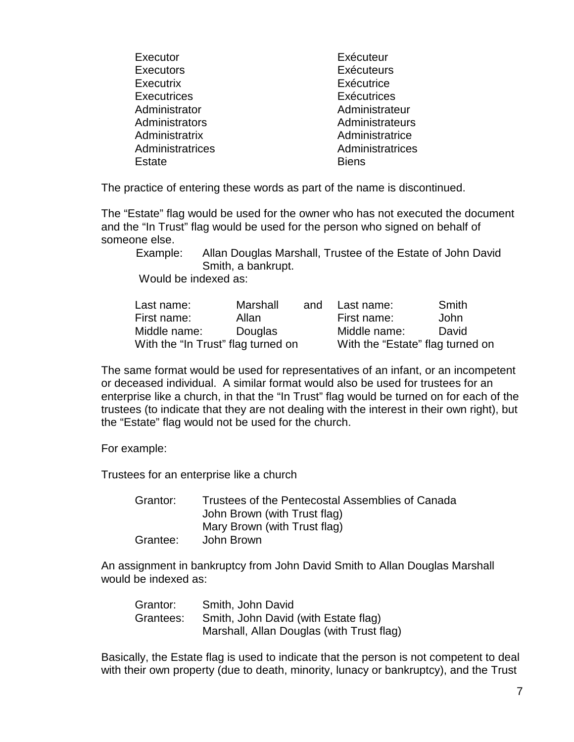| Executor | Exécuteur |
|---|---|
| Executors | Exécuteurs |
| Executrix | Exécutrice |
| Executrices | Exécutrices |
| Administrator | Administrateur |
| Administrators | Administrateurs |
| Administratrix | Administratrice |
| Administratrices | Administratrices |
| Estate | Biens |

The practice of entering these words as part of the name is discontinued.

The "Estate" flag would be used for the owner who has not executed the document and the "In Trust" flag would be used for the person who signed on behalf of someone else.

Example: Allan Douglas Marshall, Trustee of the Estate of John David Smith, a bankrupt.

Would be indexed as:

| Last name: | Marshall | and | Last name: | Smith |
|---|---|---|---|---|
| First name: | Allan | | First name: | John |
| Middle name: | Douglas | | Middle name: | David |
| With the "In Trust" flag turned on | | | With the "Estate" flag turned on | |

The same format would be used for representatives of an infant, or an incompetent or deceased individual. A similar format would also be used for trustees for an enterprise like a church, in that the "In Trust" flag would be turned on for each of the trustees (to indicate that they are not dealing with the interest in their own right), but the "Estate" flag would not be used for the church.

For example:

Trustees for an enterprise like a church

Grantor: Trustees of the Pentecostal Assemblies of Canada
John Brown (with Trust flag)
Mary Brown (with Trust flag)
Grantee: John Brown

An assignment in bankruptcy from John David Smith to Allan Douglas Marshall would be indexed as:

Grantor: Smith, John David
Grantees: Smith, John David (with Estate flag)
Marshall, Allan Douglas (with Trust flag)

Basically, the Estate flag is used to indicate that the person is not competent to deal with their own property (due to death, minority, lunacy or bankruptcy), and the Trust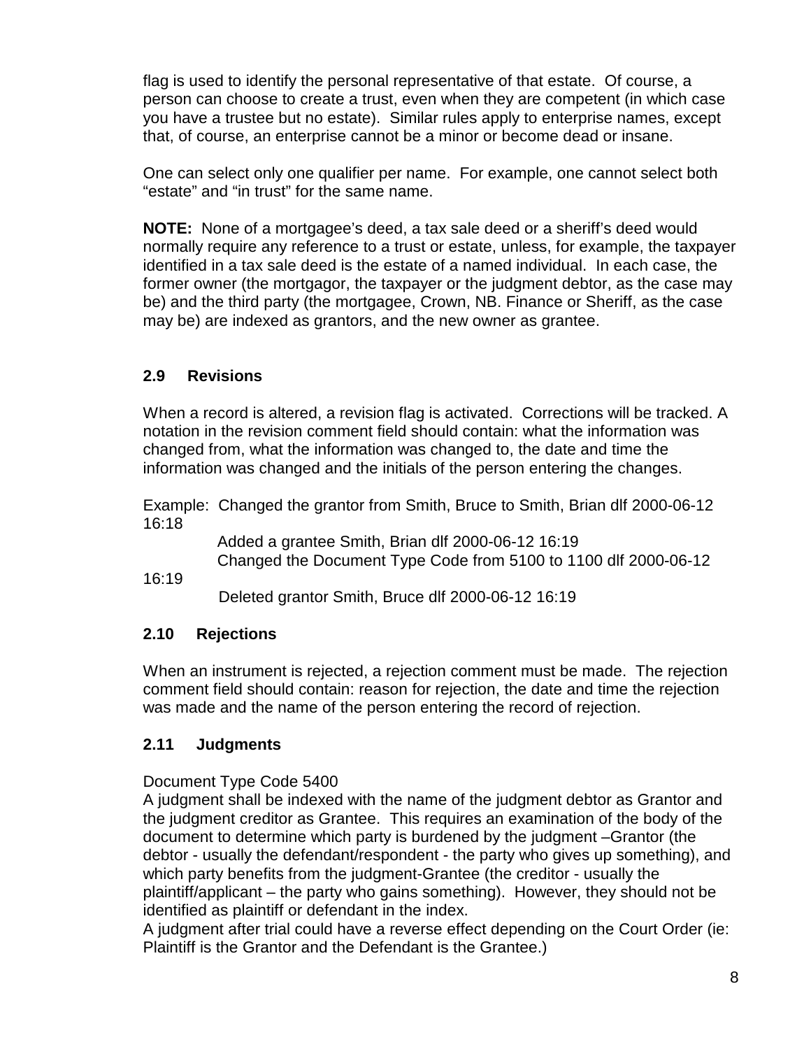flag is used to identify the personal representative of that estate. Of course, a person can choose to create a trust, even when they are competent (in which case you have a trustee but no estate). Similar rules apply to enterprise names, except that, of course, an enterprise cannot be a minor or become dead or insane.

One can select only one qualifier per name. For example, one cannot select both "estate" and "in trust" for the same name.

**NOTE:** None of a mortgagee's deed, a tax sale deed or a sheriff's deed would normally require any reference to a trust or estate, unless, for example, the taxpayer identified in a tax sale deed is the estate of a named individual. In each case, the former owner (the mortgagor, the taxpayer or the judgment debtor, as the case may be) and the third party (the mortgagee, Crown, NB. Finance or Sheriff, as the case may be) are indexed as grantors, and the new owner as grantee.

## 2.9 Revisions

When a record is altered, a revision flag is activated. Corrections will be tracked. A notation in the revision comment field should contain: what the information was changed from, what the information was changed to, the date and time the information was changed and the initials of the person entering the changes.

Example: Changed the grantor from Smith, Bruce to Smith, Brian dlf 2000-06-12 16:18
Added a grantee Smith, Brian dlf 2000-06-12 16:19
Changed the Document Type Code from 5100 to 1100 dlf 2000-06-12 16:19
Deleted grantor Smith, Bruce dlf 2000-06-12 16:19

## 2.10 Rejections

When an instrument is rejected, a rejection comment must be made. The rejection comment field should contain: reason for rejection, the date and time the rejection was made and the name of the person entering the record of rejection.

## 2.11 Judgments

Document Type Code 5400
A judgment shall be indexed with the name of the judgment debtor as Grantor and the judgment creditor as Grantee. This requires an examination of the body of the document to determine which party is burdened by the judgment –Grantor (the debtor - usually the defendant/respondent - the party who gives up something), and which party benefits from the judgment-Grantee (the creditor - usually the plaintiff/applicant – the party who gains something). However, they should not be identified as plaintiff or defendant in the index.
A judgment after trial could have a reverse effect depending on the Court Order (ie: Plaintiff is the Grantor and the Defendant is the Grantee.)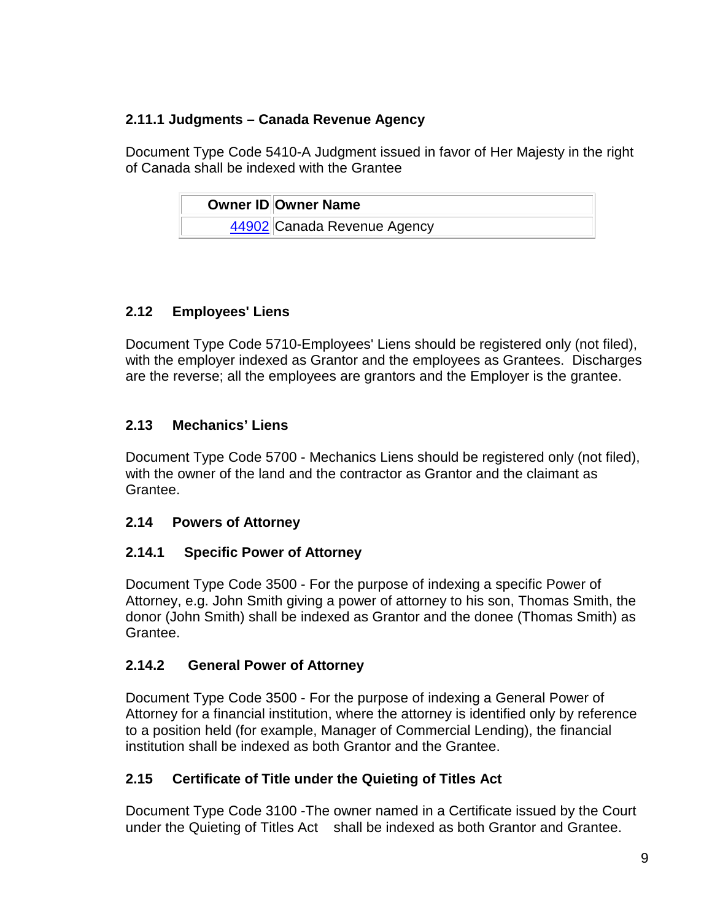### 2.11.1 Judgments – Canada Revenue Agency

Document Type Code 5410-A Judgment issued in favor of Her Majesty in the right of Canada shall be indexed with the Grantee

| Owner ID | Owner Name |
|---|---|
| 44902 | Canada Revenue Agency |

## 2.12 Employees' Liens

Document Type Code 5710-Employees' Liens should be registered only (not filed), with the employer indexed as Grantor and the employees as Grantees. Discharges are the reverse; all the employees are grantors and the Employer is the grantee.

## 2.13 Mechanics' Liens

Document Type Code 5700 - Mechanics Liens should be registered only (not filed), with the owner of the land and the contractor as Grantor and the claimant as Grantee.

## 2.14 Powers of Attorney

### 2.14.1 Specific Power of Attorney

Document Type Code 3500 - For the purpose of indexing a specific Power of Attorney, e.g. John Smith giving a power of attorney to his son, Thomas Smith, the donor (John Smith) shall be indexed as Grantor and the donee (Thomas Smith) as Grantee.

### 2.14.2 General Power of Attorney

Document Type Code 3500 - For the purpose of indexing a General Power of Attorney for a financial institution, where the attorney is identified only by reference to a position held (for example, Manager of Commercial Lending), the financial institution shall be indexed as both Grantor and the Grantee.

## 2.15 Certificate of Title under the Quieting of Titles Act

Document Type Code 3100 -The owner named in a Certificate issued by the Court under the Quieting of Titles Act shall be indexed as both Grantor and Grantee.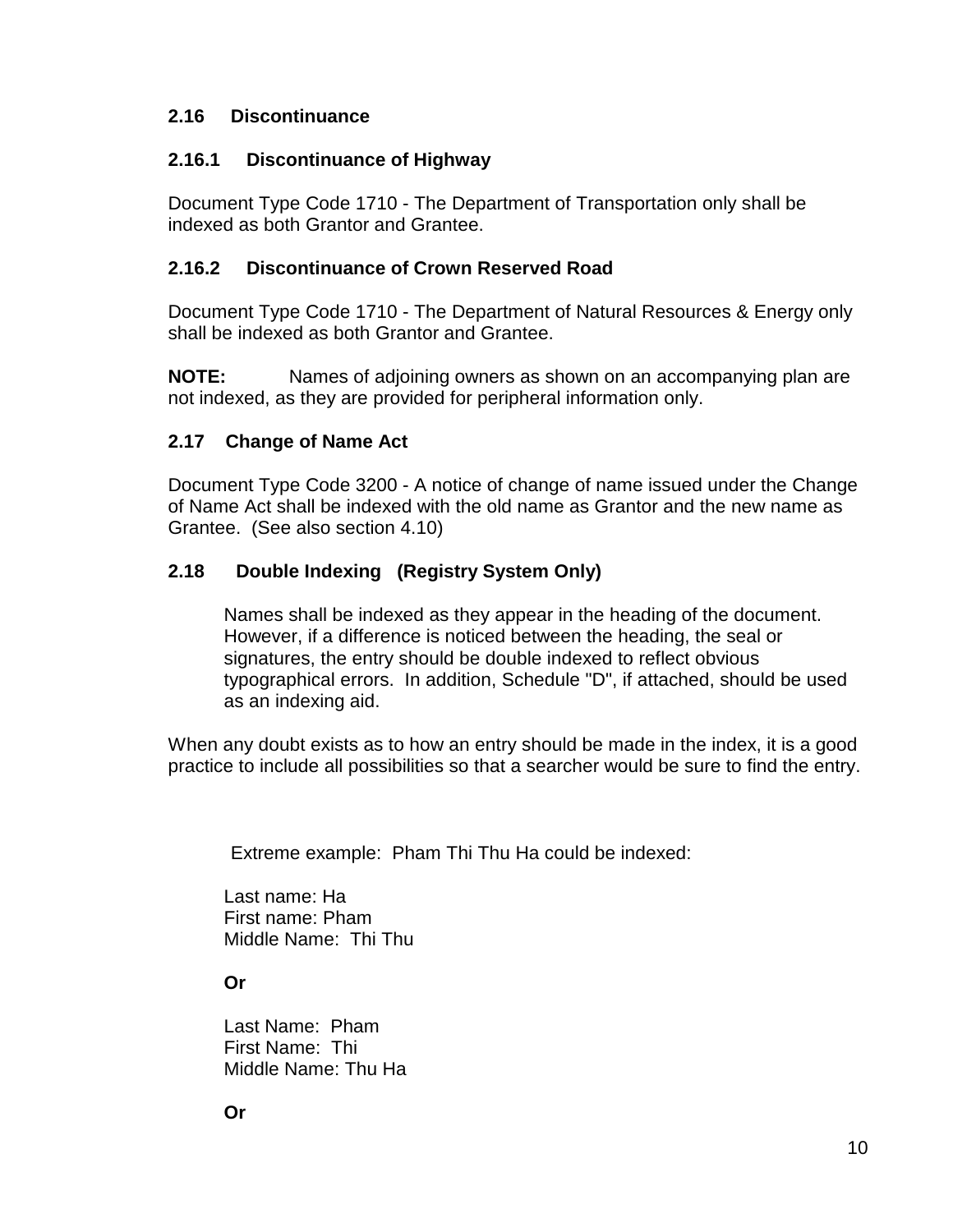## 2.16 Discontinuance

### 2.16.1 Discontinuance of Highway

Document Type Code 1710 - The Department of Transportation only shall be indexed as both Grantor and Grantee.

### 2.16.2 Discontinuance of Crown Reserved Road

Document Type Code 1710 - The Department of Natural Resources & Energy only shall be indexed as both Grantor and Grantee.

**NOTE:** Names of adjoining owners as shown on an accompanying plan are not indexed, as they are provided for peripheral information only.

## 2.17 Change of Name Act

Document Type Code 3200 - A notice of change of name issued under the Change of Name Act shall be indexed with the old name as Grantor and the new name as Grantee. (See also section 4.10)

## 2.18 Double Indexing (Registry System Only)

Names shall be indexed as they appear in the heading of the document. However, if a difference is noticed between the heading, the seal or signatures, the entry should be double indexed to reflect obvious typographical errors. In addition, Schedule "D", if attached, should be used as an indexing aid.

When any doubt exists as to how an entry should be made in the index, it is a good practice to include all possibilities so that a searcher would be sure to find the entry.

Extreme example: Pham Thi Thu Ha could be indexed:

Last name: Ha
First name: Pham
Middle Name: Thi Thu

**Or**

Last Name: Pham
First Name: Thi
Middle Name: Thu Ha

**Or**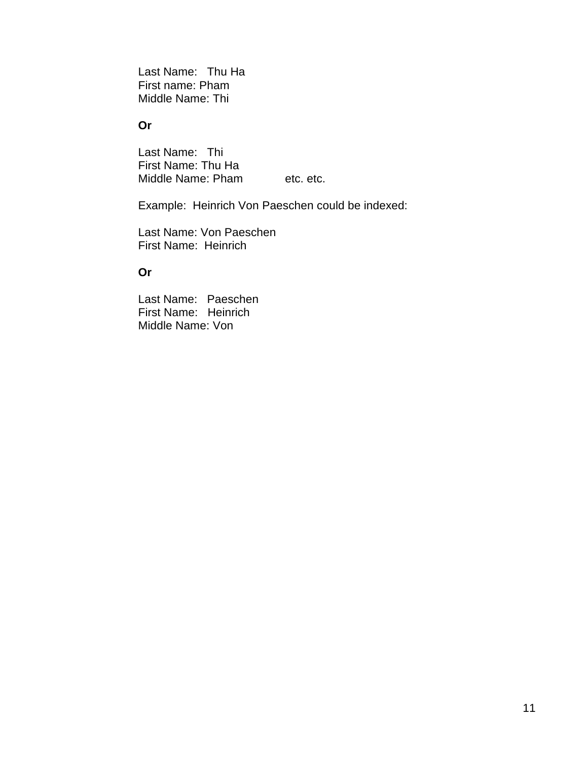Last Name:   Thu Ha
First name: Pham
Middle Name: Thi

**Or**

Last Name:   Thi
First Name: Thu Ha
Middle Name: Pham            etc. etc.

Example:  Heinrich Von Paeschen could be indexed:

Last Name: Von Paeschen
First Name:  Heinrich

**Or**

Last Name:   Paeschen
First Name:   Heinrich
Middle Name: Von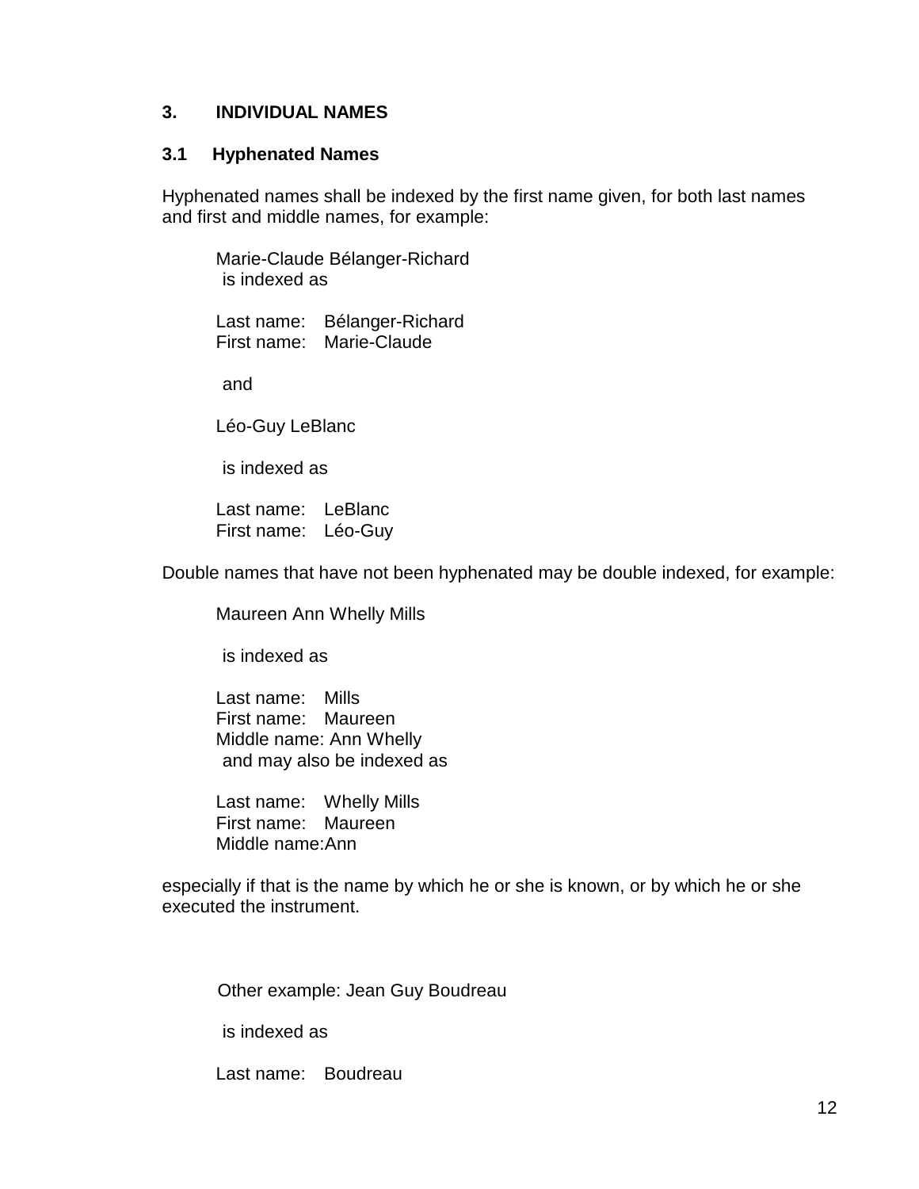## 3. INDIVIDUAL NAMES

### 3.1 Hyphenated Names

Hyphenated names shall be indexed by the first name given, for both last names and first and middle names, for example:

> Marie-Claude Bélanger-Richard
> is indexed as
>
> Last name: Bélanger-Richard
> First name: Marie-Claude
>
> and
>
> Léo-Guy LeBlanc
>
> is indexed as
>
> Last name: LeBlanc
> First name: Léo-Guy

Double names that have not been hyphenated may be double indexed, for example:

> Maureen Ann Whelly Mills
>
> is indexed as
>
> Last name: Mills
> First name: Maureen
> Middle name: Ann Whelly
> and may also be indexed as
>
> Last name: Whelly Mills
> First name: Maureen
> Middle name: Ann

especially if that is the name by which he or she is known, or by which he or she executed the instrument.

> Other example: Jean Guy Boudreau
>
> is indexed as
>
> Last name: Boudreau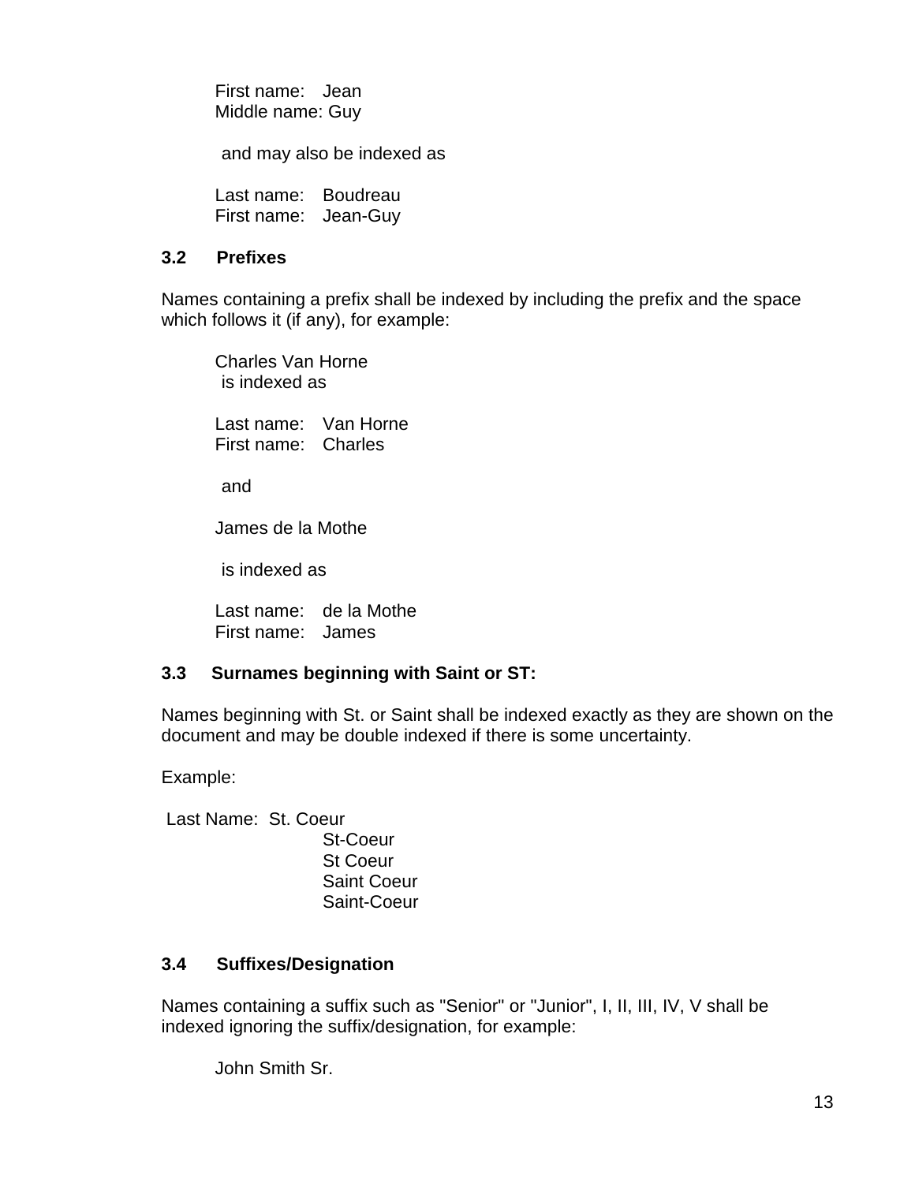First name: Jean
Middle name: Guy

and may also be indexed as

Last name: Boudreau
First name: Jean-Guy

### 3.2 Prefixes

Names containing a prefix shall be indexed by including the prefix and the space which follows it (if any), for example:

Charles Van Horne
is indexed as

Last name: Van Horne
First name: Charles

and

James de la Mothe

is indexed as

Last name: de la Mothe
First name: James

### 3.3 Surnames beginning with Saint or ST:

Names beginning with St. or Saint shall be indexed exactly as they are shown on the document and may be double indexed if there is some uncertainty.

Example:

Last Name: St. Coeur
St-Coeur
St Coeur
Saint Coeur
Saint-Coeur

### 3.4 Suffixes/Designation

Names containing a suffix such as "Senior" or "Junior", I, II, III, IV, V shall be indexed ignoring the suffix/designation, for example:

John Smith Sr.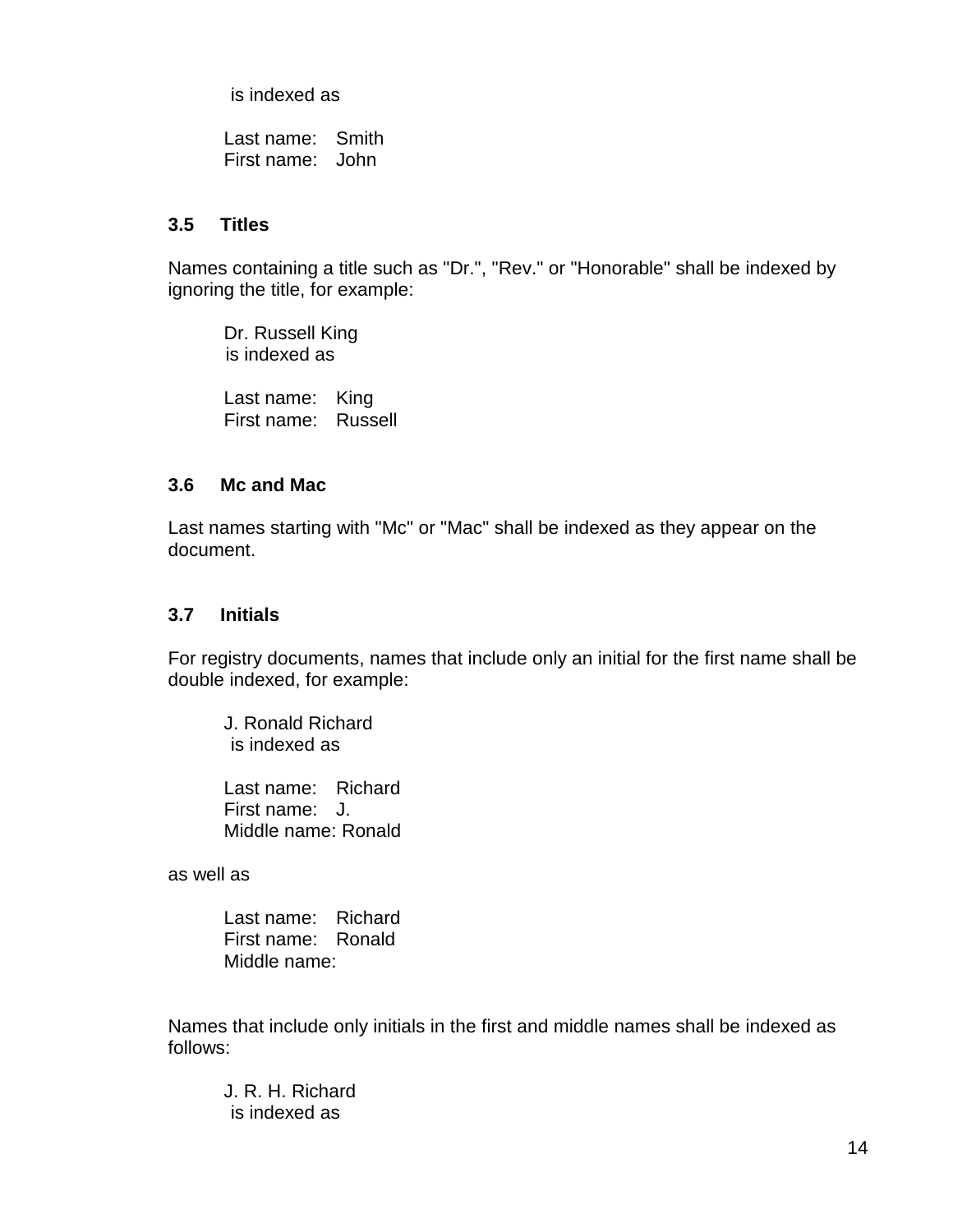is indexed as

Last name: Smith
First name: John

### 3.5 Titles

Names containing a title such as "Dr.", "Rev." or "Honorable" shall be indexed by ignoring the title, for example:

Dr. Russell King
is indexed as

Last name: King
First name: Russell

### 3.6 Mc and Mac

Last names starting with "Mc" or "Mac" shall be indexed as they appear on the document.

### 3.7 Initials

For registry documents, names that include only an initial for the first name shall be double indexed, for example:

J. Ronald Richard
is indexed as

Last name: Richard
First name: J.
Middle name: Ronald

as well as

Last name: Richard
First name: Ronald
Middle name:

Names that include only initials in the first and middle names shall be indexed as follows:

J. R. H. Richard
is indexed as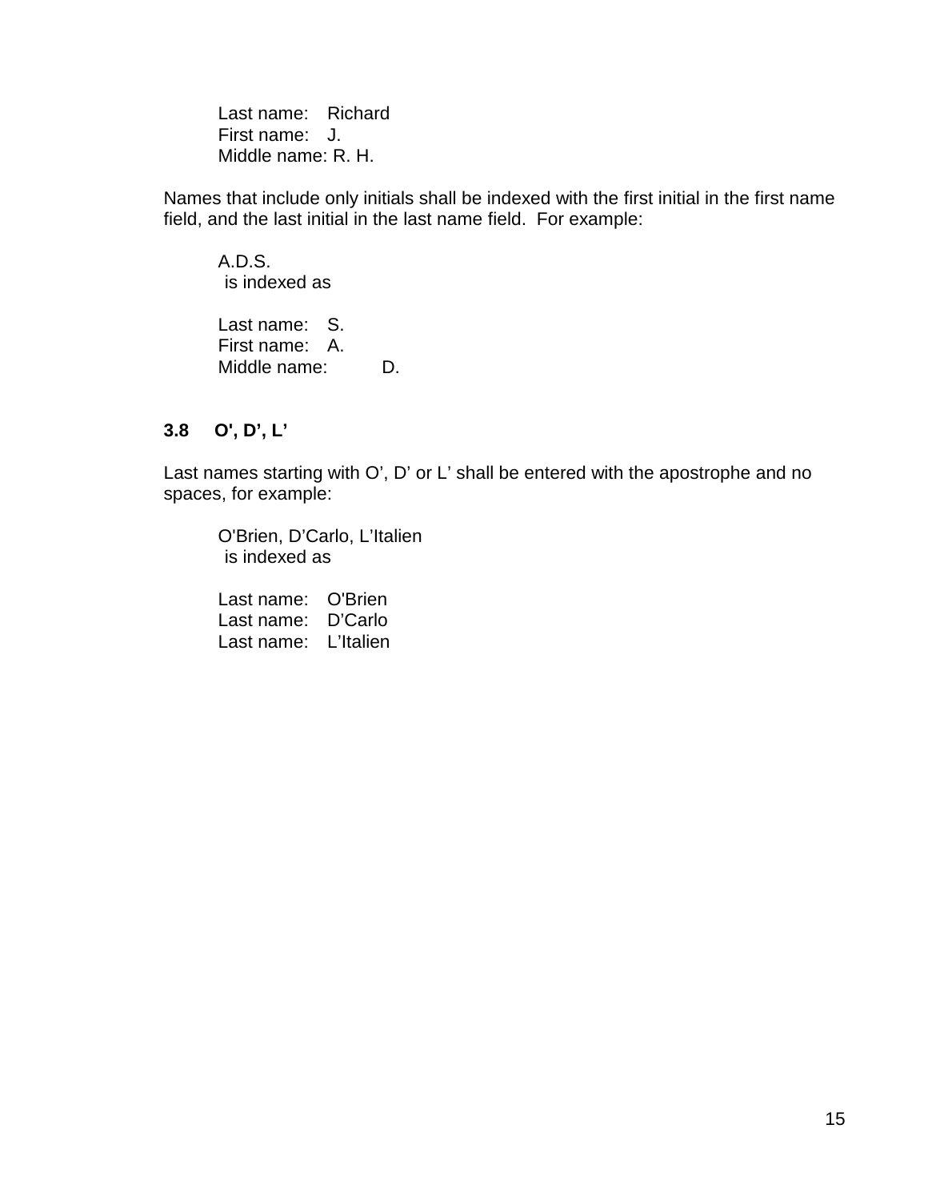Last name: Richard
First name: J.
Middle name: R. H.

Names that include only initials shall be indexed with the first initial in the first name field, and the last initial in the last name field. For example:

A.D.S.
is indexed as

Last name: S.
First name: A.
Middle name: D.

### 3.8 O', D', L'

Last names starting with O', D' or L' shall be entered with the apostrophe and no spaces, for example:

O'Brien, D'Carlo, L'Italien
is indexed as

Last name: O'Brien
Last name: D'Carlo
Last name: L'Italien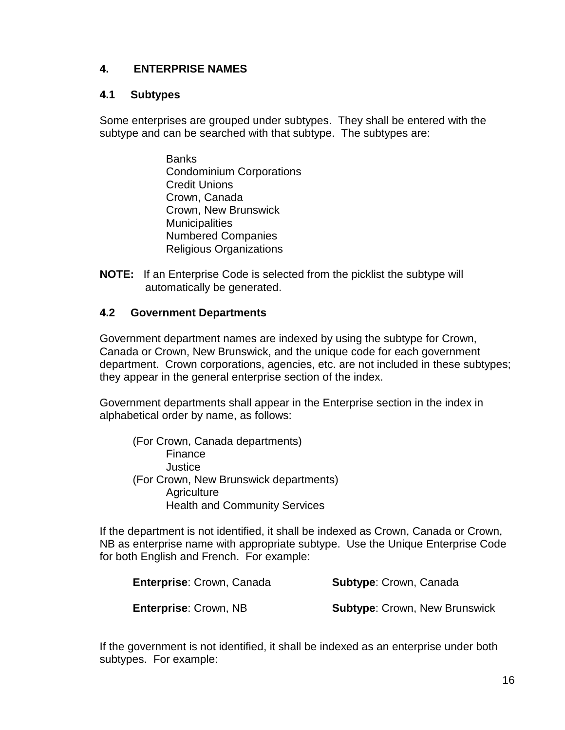# 4. ENTERPRISE NAMES

## 4.1 Subtypes

Some enterprises are grouped under subtypes. They shall be entered with the subtype and can be searched with that subtype. The subtypes are:

- Banks
- Condominium Corporations
- Credit Unions
- Crown, Canada
- Crown, New Brunswick
- Municipalities
- Numbered Companies
- Religious Organizations

**NOTE:** If an Enterprise Code is selected from the picklist the subtype will automatically be generated.

## 4.2 Government Departments

Government department names are indexed by using the subtype for Crown, Canada or Crown, New Brunswick, and the unique code for each government department. Crown corporations, agencies, etc. are not included in these subtypes; they appear in the general enterprise section of the index.

Government departments shall appear in the Enterprise section in the index in alphabetical order by name, as follows:

(For Crown, Canada departments)
- Finance
- Justice

(For Crown, New Brunswick departments)
- Agriculture
- Health and Community Services

If the department is not identified, it shall be indexed as Crown, Canada or Crown, NB as enterprise name with appropriate subtype. Use the Unique Enterprise Code for both English and French. For example:

**Enterprise**: Crown, Canada      **Subtype**: Crown, Canada

**Enterprise**: Crown, NB      **Subtype**: Crown, New Brunswick

If the government is not identified, it shall be indexed as an enterprise under both subtypes. For example: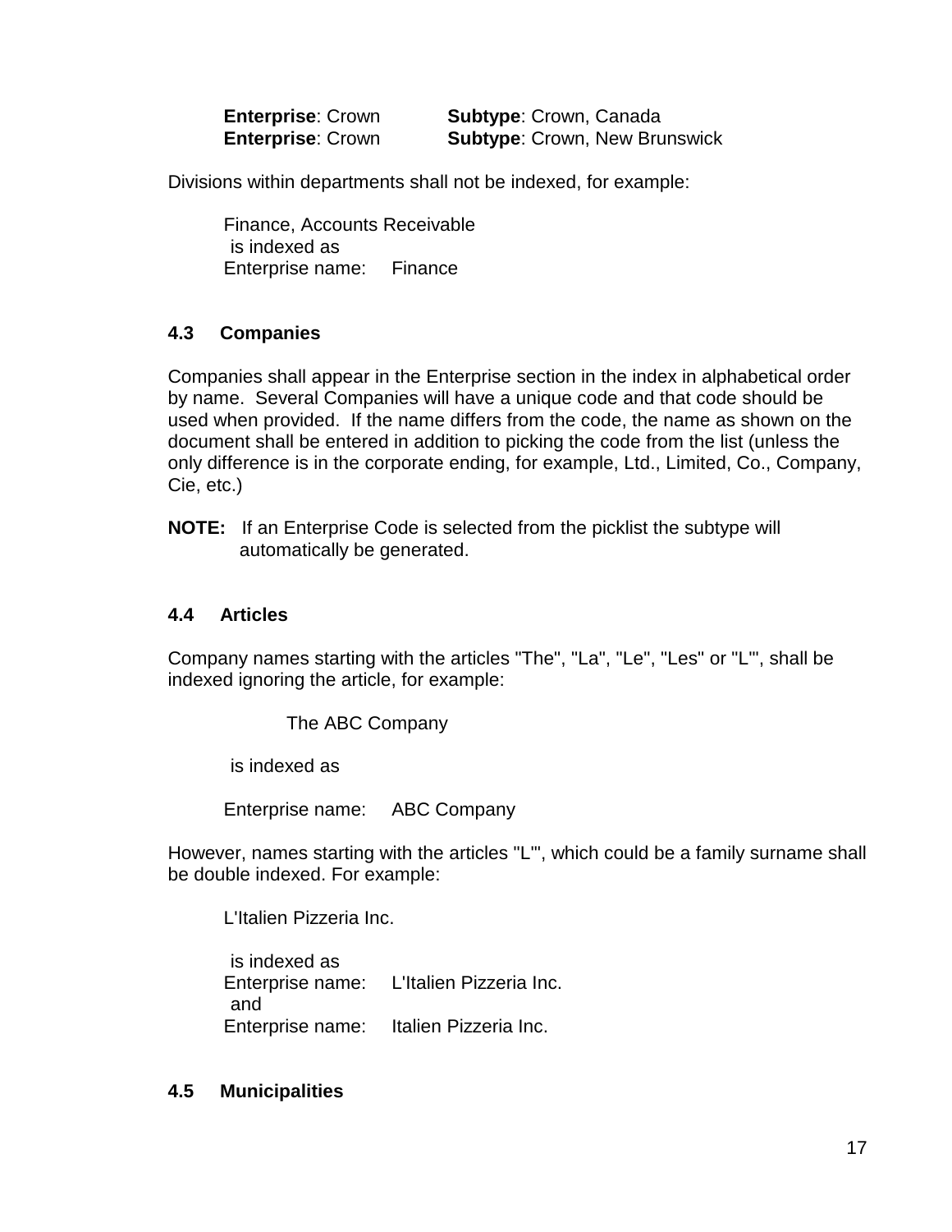**Enterprise**: Crown **Subtype**: Crown, Canada
**Enterprise**: Crown **Subtype**: Crown, New Brunswick

Divisions within departments shall not be indexed, for example:

Finance, Accounts Receivable
is indexed as
Enterprise name: Finance

### 4.3 Companies

Companies shall appear in the Enterprise section in the index in alphabetical order by name. Several Companies will have a unique code and that code should be used when provided. If the name differs from the code, the name as shown on the document shall be entered in addition to picking the code from the list (unless the only difference is in the corporate ending, for example, Ltd., Limited, Co., Company, Cie, etc.)

**NOTE:** If an Enterprise Code is selected from the picklist the subtype will automatically be generated.

### 4.4 Articles

Company names starting with the articles "The", "La", "Le", "Les" or "L'", shall be indexed ignoring the article, for example:

The ABC Company

is indexed as

Enterprise name: ABC Company

However, names starting with the articles "L'", which could be a family surname shall be double indexed. For example:

L'Italien Pizzeria Inc.

is indexed as
Enterprise name: L'Italien Pizzeria Inc.
and
Enterprise name: Italien Pizzeria Inc.

### 4.5 Municipalities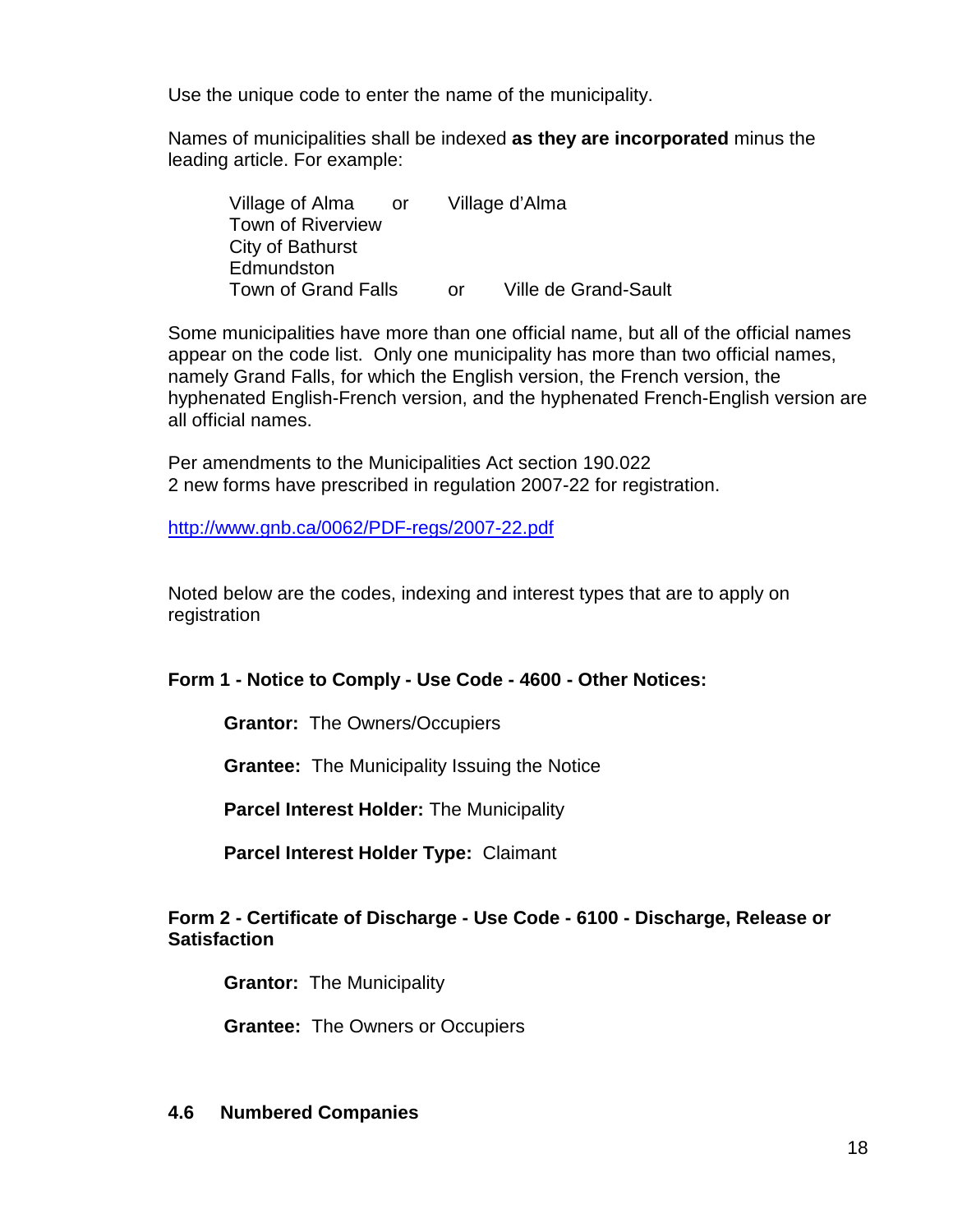Use the unique code to enter the name of the municipality.

Names of municipalities shall be indexed **as they are incorporated** minus the leading article. For example:

Village of Alma or Village d'Alma
Town of Riverview
City of Bathurst
Edmundston
Town of Grand Falls or Ville de Grand-Sault

Some municipalities have more than one official name, but all of the official names appear on the code list. Only one municipality has more than two official names, namely Grand Falls, for which the English version, the French version, the hyphenated English-French version, and the hyphenated French-English version are all official names.

Per amendments to the Municipalities Act section 190.022
2 new forms have prescribed in regulation 2007-22 for registration.

http://www.gnb.ca/0062/PDF-regs/2007-22.pdf

Noted below are the codes, indexing and interest types that are to apply on registration

**Form 1 - Notice to Comply - Use Code - 4600 - Other Notices:**

**Grantor:** The Owners/Occupiers

**Grantee:** The Municipality Issuing the Notice

**Parcel Interest Holder:** The Municipality

**Parcel Interest Holder Type:** Claimant

**Form 2 - Certificate of Discharge - Use Code - 6100 - Discharge, Release or Satisfaction**

**Grantor:** The Municipality

**Grantee:** The Owners or Occupiers

### 4.6 Numbered Companies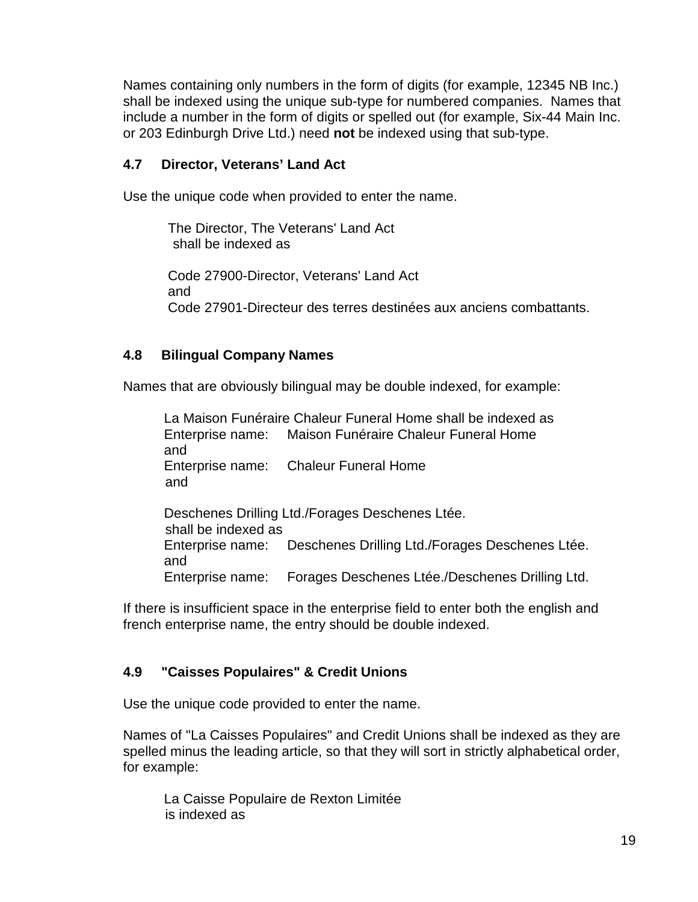Names containing only numbers in the form of digits (for example, 12345 NB Inc.) shall be indexed using the unique sub-type for numbered companies. Names that include a number in the form of digits or spelled out (for example, Six-44 Main Inc. or 203 Edinburgh Drive Ltd.) need **not** be indexed using that sub-type.

### 4.7 Director, Veterans' Land Act

Use the unique code when provided to enter the name.

> The Director, The Veterans' Land Act
> shall be indexed as
>
> Code 27900-Director, Veterans' Land Act
> and
> Code 27901-Directeur des terres destinées aux anciens combattants.

### 4.8 Bilingual Company Names

Names that are obviously bilingual may be double indexed, for example:

> La Maison Funéraire Chaleur Funeral Home shall be indexed as
> Enterprise name: Maison Funéraire Chaleur Funeral Home
> and
> Enterprise name: Chaleur Funeral Home
> and
>
> Deschenes Drilling Ltd./Forages Deschenes Ltée.
> shall be indexed as
> Enterprise name: Deschenes Drilling Ltd./Forages Deschenes Ltée.
> and
> Enterprise name: Forages Deschenes Ltée./Deschenes Drilling Ltd.

If there is insufficient space in the enterprise field to enter both the english and french enterprise name, the entry should be double indexed.

### 4.9 "Caisses Populaires" & Credit Unions

Use the unique code provided to enter the name.

Names of "La Caisses Populaires" and Credit Unions shall be indexed as they are spelled minus the leading article, so that they will sort in strictly alphabetical order, for example:

> La Caisse Populaire de Rexton Limitée
> is indexed as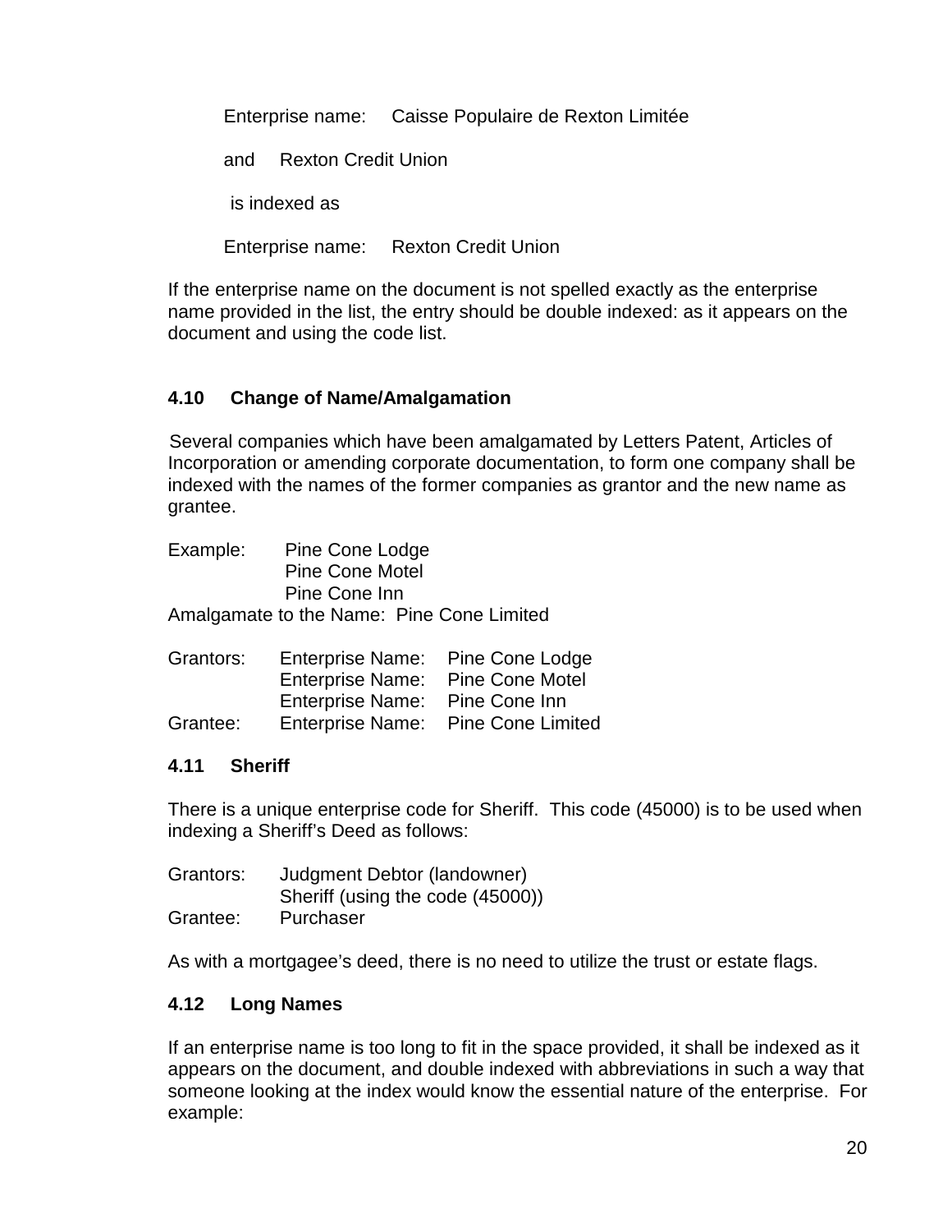Enterprise name: Caisse Populaire de Rexton Limitée

and Rexton Credit Union

is indexed as

Enterprise name: Rexton Credit Union

If the enterprise name on the document is not spelled exactly as the enterprise name provided in the list, the entry should be double indexed: as it appears on the document and using the code list.

### 4.10 Change of Name/Amalgamation

Several companies which have been amalgamated by Letters Patent, Articles of Incorporation or amending corporate documentation, to form one company shall be indexed with the names of the former companies as grantor and the new name as grantee.

Example: Pine Cone Lodge
Pine Cone Motel
Pine Cone Inn
Amalgamate to the Name: Pine Cone Limited

| | | |
|---|---|---|
| Grantors: | Enterprise Name: | Pine Cone Lodge |
| | Enterprise Name: | Pine Cone Motel |
| | Enterprise Name: | Pine Cone Inn |
| Grantee: | Enterprise Name: | Pine Cone Limited |

### 4.11 Sheriff

There is a unique enterprise code for Sheriff. This code (45000) is to be used when indexing a Sheriff's Deed as follows:

| | |
|---|---|
| Grantors: | Judgment Debtor (landowner) |
| | Sheriff (using the code (45000)) |
| Grantee: | Purchaser |

As with a mortgagee's deed, there is no need to utilize the trust or estate flags.

### 4.12 Long Names

If an enterprise name is too long to fit in the space provided, it shall be indexed as it appears on the document, and double indexed with abbreviations in such a way that someone looking at the index would know the essential nature of the enterprise. For example: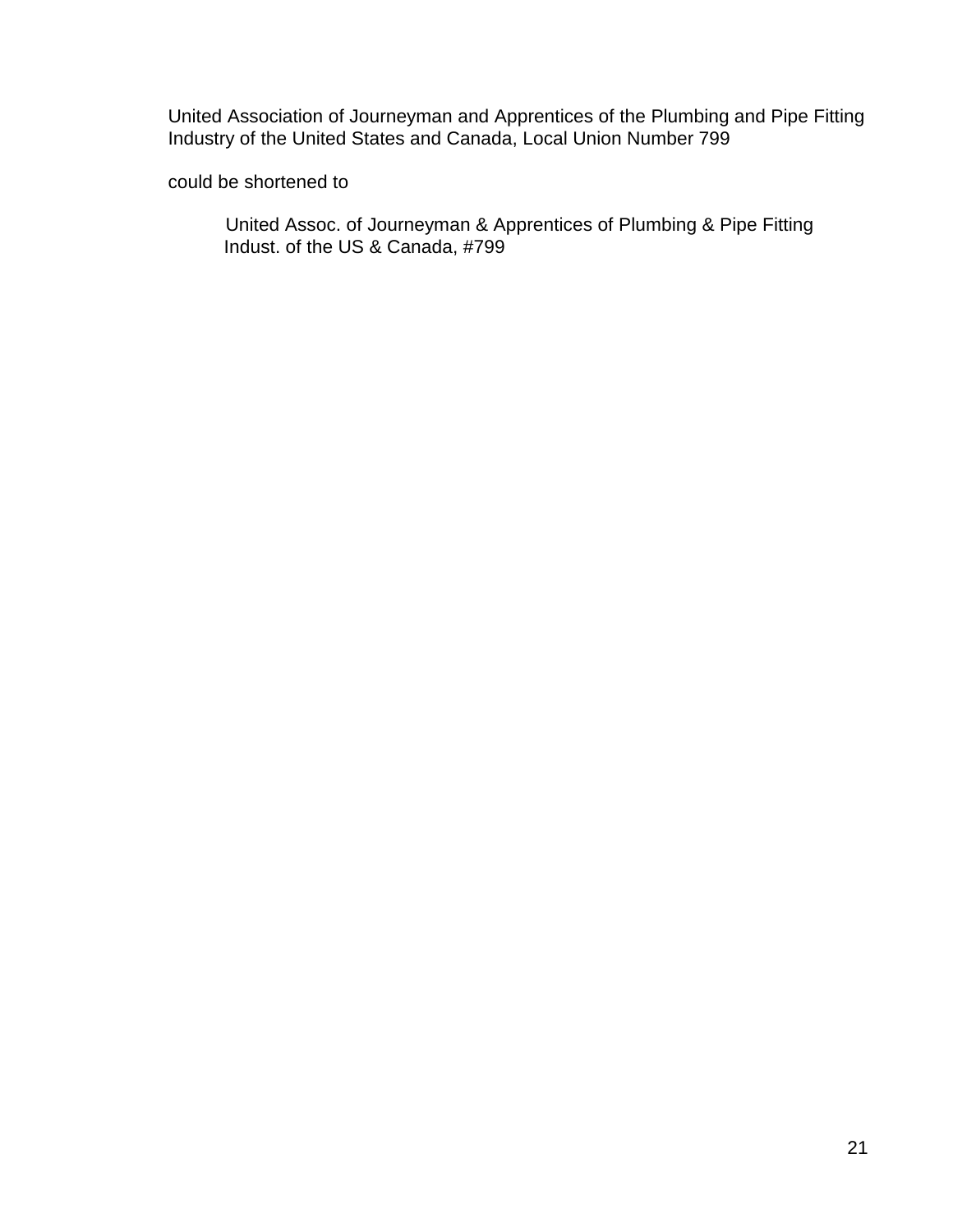United Association of Journeyman and Apprentices of the Plumbing and Pipe Fitting Industry of the United States and Canada, Local Union Number 799

could be shortened to

> United Assoc. of Journeyman & Apprentices of Plumbing & Pipe Fitting Indust. of the US & Canada, #799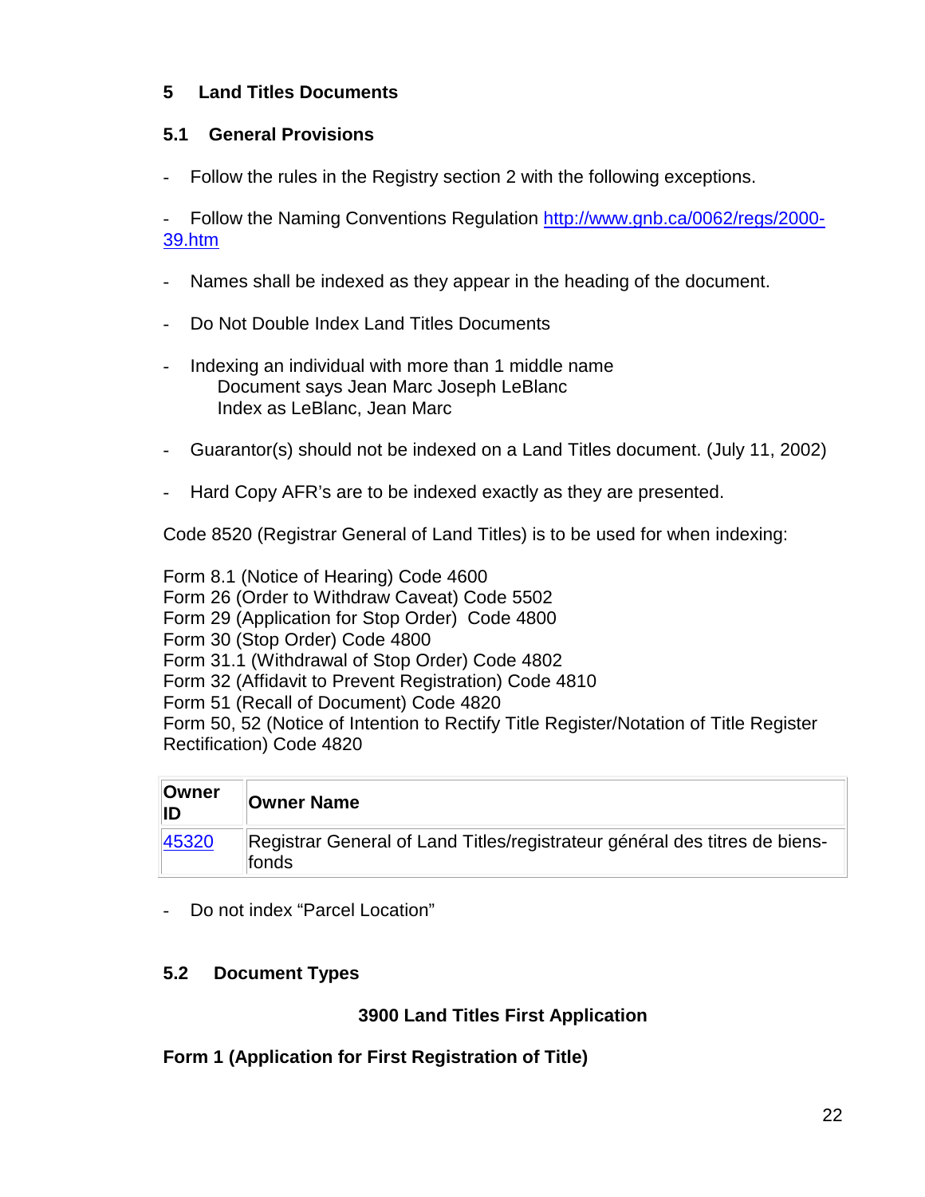## 5 Land Titles Documents

### 5.1 General Provisions

- Follow the rules in the Registry section 2 with the following exceptions.

- Follow the Naming Conventions Regulation [http://www.gnb.ca/0062/regs/2000-39.htm](http://www.gnb.ca/0062/regs/2000-39.htm)

- Names shall be indexed as they appear in the heading of the document.

- Do Not Double Index Land Titles Documents

- Indexing an individual with more than 1 middle name
  Document says Jean Marc Joseph LeBlanc
  Index as LeBlanc, Jean Marc

- Guarantor(s) should not be indexed on a Land Titles document. (July 11, 2002)

- Hard Copy AFR's are to be indexed exactly as they are presented.

Code 8520 (Registrar General of Land Titles) is to be used for when indexing:

Form 8.1 (Notice of Hearing) Code 4600
Form 26 (Order to Withdraw Caveat) Code 5502
Form 29 (Application for Stop Order) Code 4800
Form 30 (Stop Order) Code 4800
Form 31.1 (Withdrawal of Stop Order) Code 4802
Form 32 (Affidavit to Prevent Registration) Code 4810
Form 51 (Recall of Document) Code 4820
Form 50, 52 (Notice of Intention to Rectify Title Register/Notation of Title Register Rectification) Code 4820

| Owner ID | Owner Name |
|---|---|
| 45320 | Registrar General of Land Titles/registrateur général des titres de biens-fonds |

- Do not index "Parcel Location"

### 5.2 Document Types

**3900 Land Titles First Application**

**Form 1 (Application for First Registration of Title)**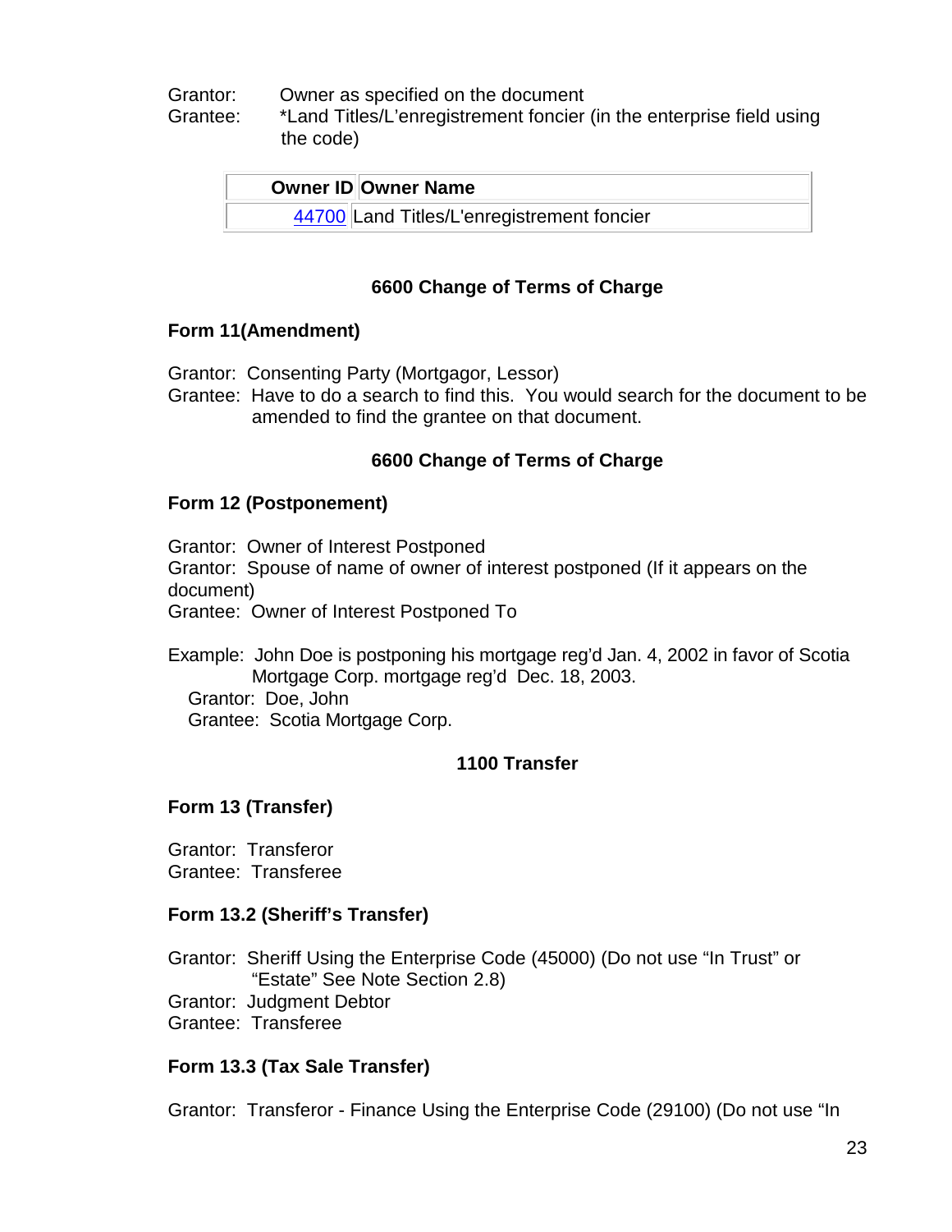Grantor: Owner as specified on the document
Grantee: *Land Titles/L'enregistrement foncier (in the enterprise field using the code)

| Owner ID | Owner Name |
|---|---|
| 44700 | Land Titles/L'enregistrement foncier |

**6600 Change of Terms of Charge**

**Form 11(Amendment)**

Grantor: Consenting Party (Mortgagor, Lessor)
Grantee: Have to do a search to find this. You would search for the document to be amended to find the grantee on that document.

**6600 Change of Terms of Charge**

**Form 12 (Postponement)**

Grantor: Owner of Interest Postponed
Grantor: Spouse of name of owner of interest postponed (If it appears on the document)
Grantee: Owner of Interest Postponed To

Example: John Doe is postponing his mortgage reg'd Jan. 4, 2002 in favor of Scotia Mortgage Corp. mortgage reg'd Dec. 18, 2003.
Grantor: Doe, John
Grantee: Scotia Mortgage Corp.

**1100 Transfer**

**Form 13 (Transfer)**

Grantor: Transferor
Grantee: Transferee

**Form 13.2 (Sheriff's Transfer)**

Grantor: Sheriff Using the Enterprise Code (45000) (Do not use "In Trust" or "Estate" See Note Section 2.8)
Grantor: Judgment Debtor
Grantee: Transferee

**Form 13.3 (Tax Sale Transfer)**

Grantor: Transferor - Finance Using the Enterprise Code (29100) (Do not use "In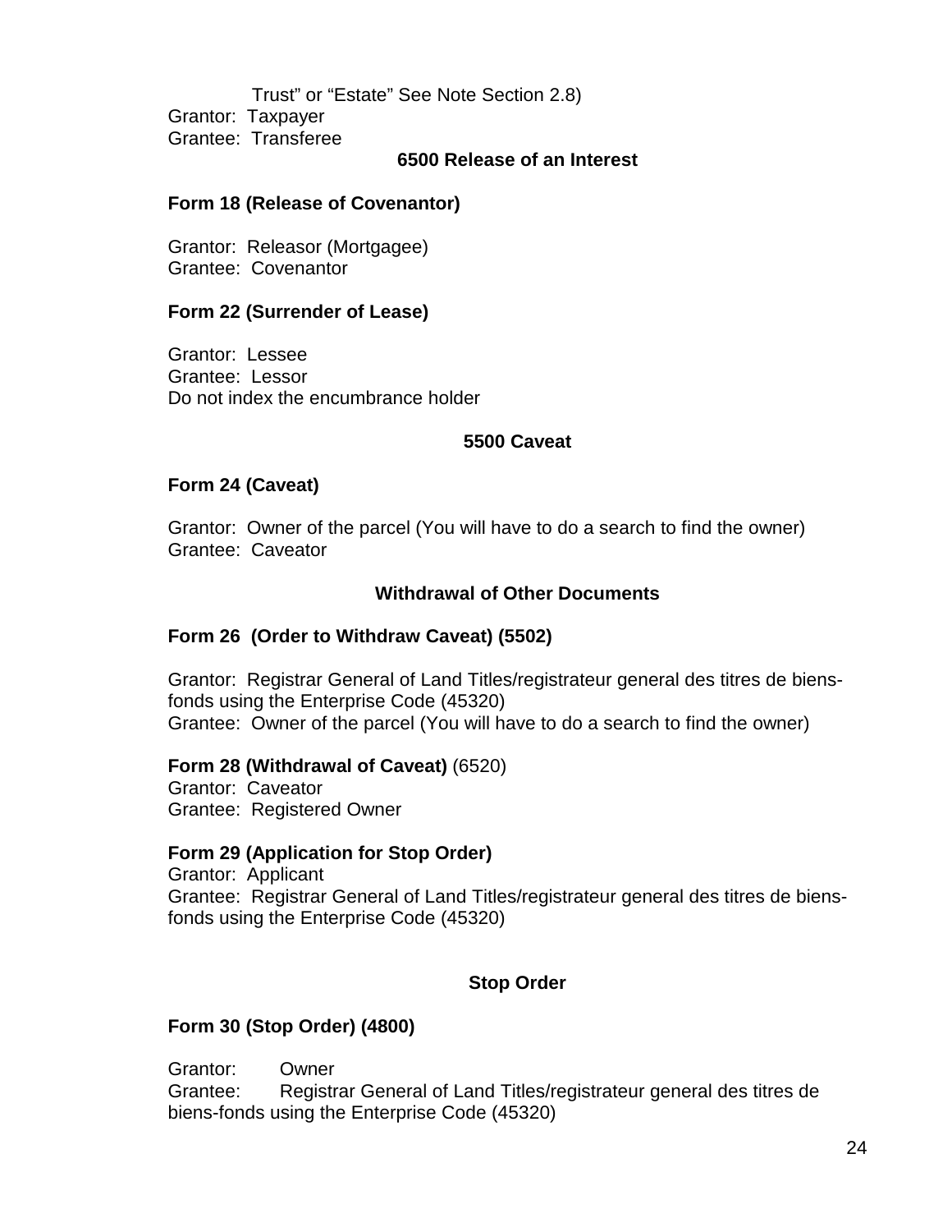Trust" or "Estate" See Note Section 2.8)

Grantor: Taxpayer
Grantee: Transferee

### 6500 Release of an Interest

**Form 18 (Release of Covenantor)**

Grantor: Releasor (Mortgagee)
Grantee: Covenantor

**Form 22 (Surrender of Lease)**

Grantor: Lessee
Grantee: Lessor
Do not index the encumbrance holder

### 5500 Caveat

**Form 24 (Caveat)**

Grantor: Owner of the parcel (You will have to do a search to find the owner)
Grantee: Caveator

### Withdrawal of Other Documents

**Form 26 (Order to Withdraw Caveat) (5502)**

Grantor: Registrar General of Land Titles/registrateur general des titres de biens-fonds using the Enterprise Code (45320)
Grantee: Owner of the parcel (You will have to do a search to find the owner)

**Form 28 (Withdrawal of Caveat)** (6520)
Grantor: Caveator
Grantee: Registered Owner

**Form 29 (Application for Stop Order)**
Grantor: Applicant
Grantee: Registrar General of Land Titles/registrateur general des titres de biens-fonds using the Enterprise Code (45320)

### Stop Order

**Form 30 (Stop Order) (4800)**

Grantor: Owner
Grantee: Registrar General of Land Titles/registrateur general des titres de biens-fonds using the Enterprise Code (45320)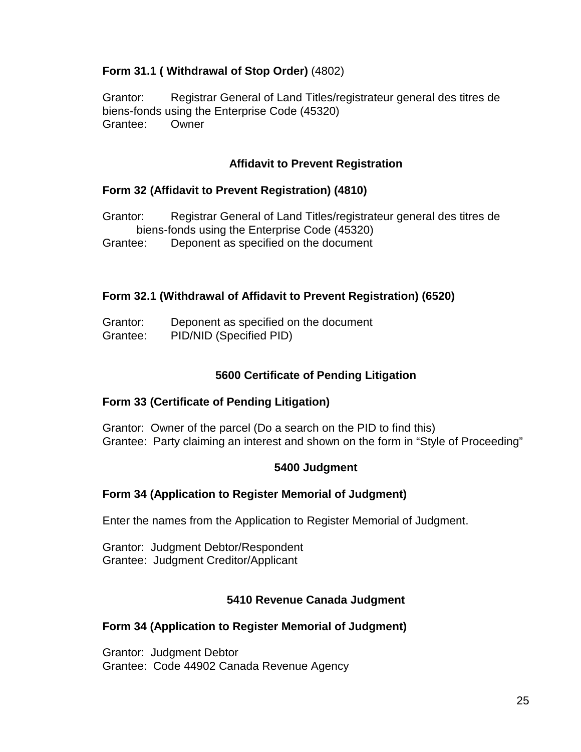**Form 31.1 ( Withdrawal of Stop Order)** (4802)

Grantor: Registrar General of Land Titles/registrateur general des titres de biens-fonds using the Enterprise Code (45320)
Grantee: Owner

## Affidavit to Prevent Registration

**Form 32 (Affidavit to Prevent Registration) (4810)**

Grantor: Registrar General of Land Titles/registrateur general des titres de biens-fonds using the Enterprise Code (45320)
Grantee: Deponent as specified on the document

**Form 32.1 (Withdrawal of Affidavit to Prevent Registration) (6520)**

Grantor: Deponent as specified on the document
Grantee: PID/NID (Specified PID)

## 5600 Certificate of Pending Litigation

**Form 33 (Certificate of Pending Litigation)**

Grantor: Owner of the parcel (Do a search on the PID to find this)
Grantee: Party claiming an interest and shown on the form in "Style of Proceeding"

## 5400 Judgment

**Form 34 (Application to Register Memorial of Judgment)**

Enter the names from the Application to Register Memorial of Judgment.

Grantor: Judgment Debtor/Respondent
Grantee: Judgment Creditor/Applicant

## 5410 Revenue Canada Judgment

**Form 34 (Application to Register Memorial of Judgment)**

Grantor: Judgment Debtor
Grantee: Code 44902 Canada Revenue Agency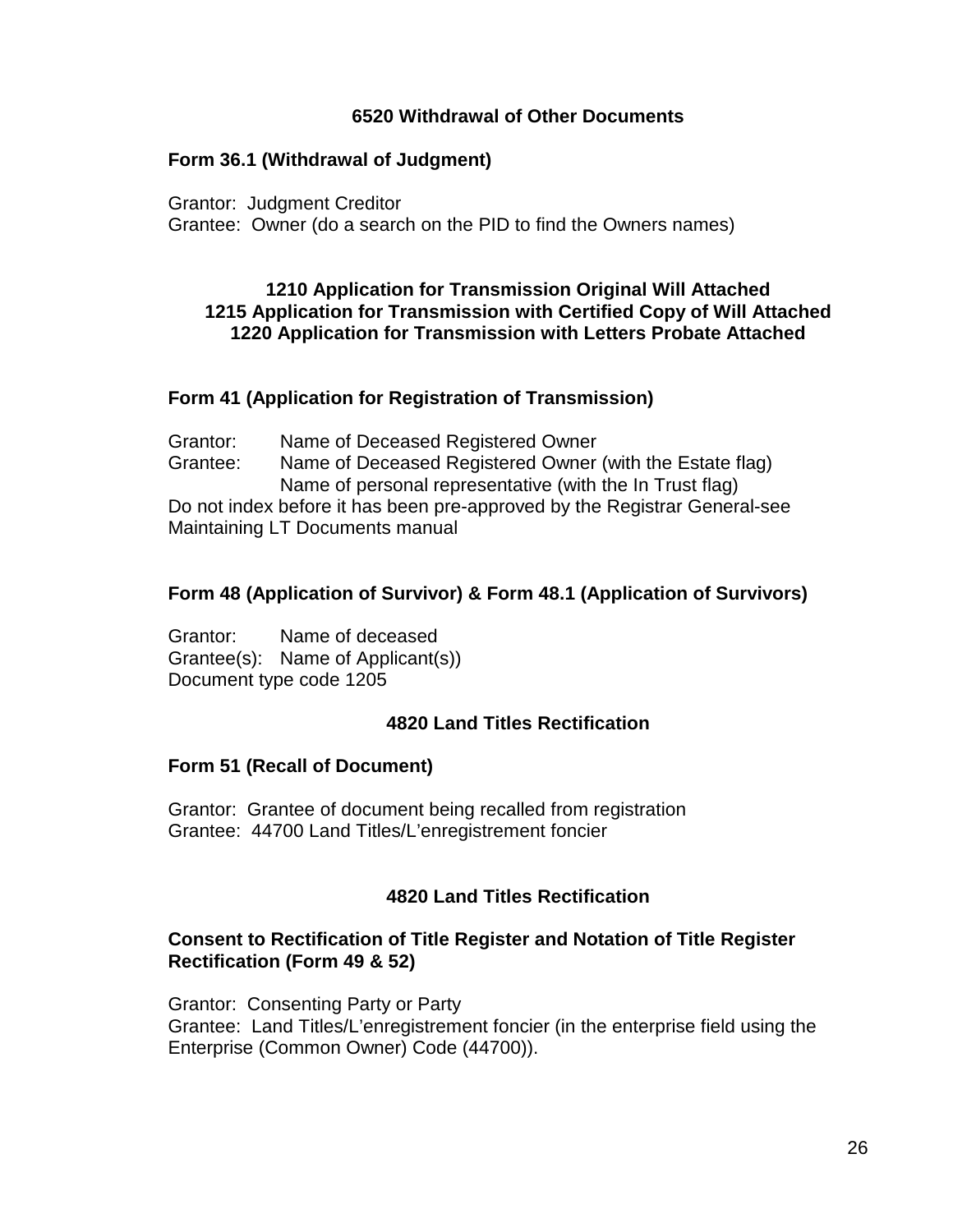## 6520 Withdrawal of Other Documents

**Form 36.1 (Withdrawal of Judgment)**

Grantor: Judgment Creditor
Grantee: Owner (do a search on the PID to find the Owners names)

## 1210 Application for Transmission Original Will Attached
## 1215 Application for Transmission with Certified Copy of Will Attached
## 1220 Application for Transmission with Letters Probate Attached

**Form 41 (Application for Registration of Transmission)**

Grantor: Name of Deceased Registered Owner
Grantee: Name of Deceased Registered Owner (with the Estate flag)
Name of personal representative (with the In Trust flag)
Do not index before it has been pre-approved by the Registrar General-see Maintaining LT Documents manual

**Form 48 (Application of Survivor) & Form 48.1 (Application of Survivors)**

Grantor: Name of deceased
Grantee(s): Name of Applicant(s))
Document type code 1205

## 4820 Land Titles Rectification

**Form 51 (Recall of Document)**

Grantor: Grantee of document being recalled from registration
Grantee: 44700 Land Titles/L'enregistrement foncier

## 4820 Land Titles Rectification

**Consent to Rectification of Title Register and Notation of Title Register Rectification (Form 49 & 52)**

Grantor: Consenting Party or Party
Grantee: Land Titles/L'enregistrement foncier (in the enterprise field using the Enterprise (Common Owner) Code (44700)).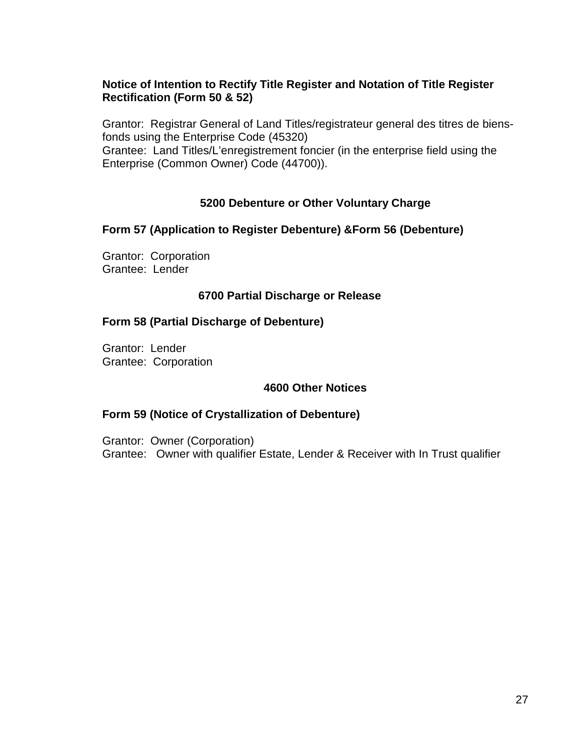**Notice of Intention to Rectify Title Register and Notation of Title Register Rectification (Form 50 & 52)**

Grantor: Registrar General of Land Titles/registrateur general des titres de biens-fonds using the Enterprise Code (45320)
Grantee: Land Titles/L'enregistrement foncier (in the enterprise field using the Enterprise (Common Owner) Code (44700)).

## 5200 Debenture or Other Voluntary Charge

**Form 57 (Application to Register Debenture) &Form 56 (Debenture)**

Grantor: Corporation
Grantee: Lender

## 6700 Partial Discharge or Release

**Form 58 (Partial Discharge of Debenture)**

Grantor: Lender
Grantee: Corporation

## 4600 Other Notices

**Form 59 (Notice of Crystallization of Debenture)**

Grantor: Owner (Corporation)
Grantee: Owner with qualifier Estate, Lender & Receiver with In Trust qualifier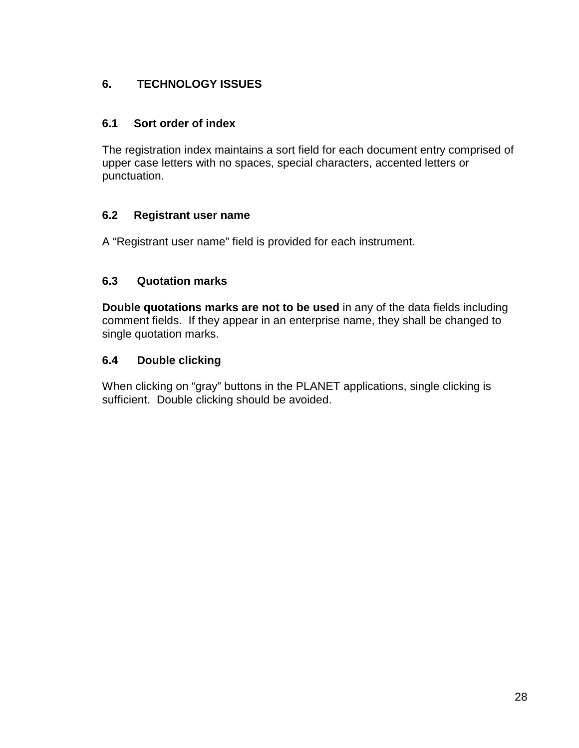## 6. TECHNOLOGY ISSUES

### 6.1 Sort order of index

The registration index maintains a sort field for each document entry comprised of upper case letters with no spaces, special characters, accented letters or punctuation.

### 6.2 Registrant user name

A "Registrant user name" field is provided for each instrument.

### 6.3 Quotation marks

**Double quotations marks are not to be used** in any of the data fields including comment fields. If they appear in an enterprise name, they shall be changed to single quotation marks.

### 6.4 Double clicking

When clicking on "gray" buttons in the PLANET applications, single clicking is sufficient. Double clicking should be avoided.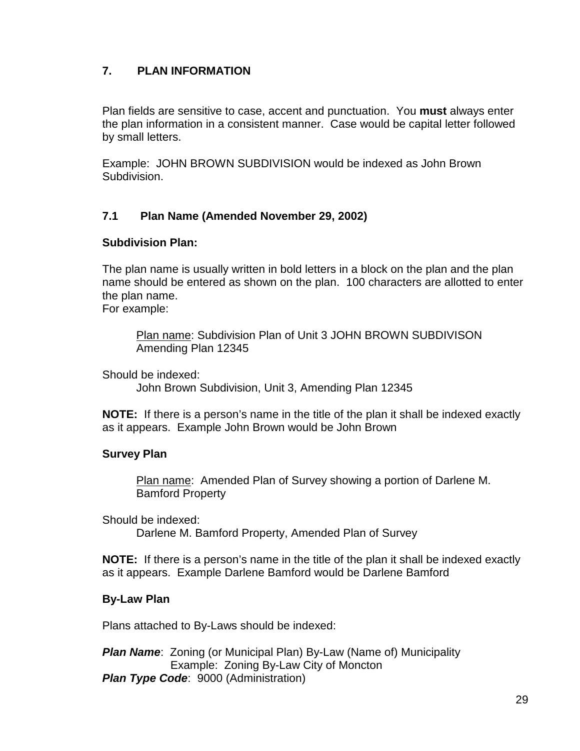## 7. PLAN INFORMATION

Plan fields are sensitive to case, accent and punctuation. You **must** always enter the plan information in a consistent manner. Case would be capital letter followed by small letters.

Example: JOHN BROWN SUBDIVISION would be indexed as John Brown Subdivision.

### 7.1 Plan Name (Amended November 29, 2002)

**Subdivision Plan:**

The plan name is usually written in bold letters in a block on the plan and the plan name should be entered as shown on the plan. 100 characters are allotted to enter the plan name.
For example:

> Plan name: Subdivision Plan of Unit 3 JOHN BROWN SUBDIVISON Amending Plan 12345

Should be indexed:

> John Brown Subdivision, Unit 3, Amending Plan 12345

**NOTE:** If there is a person's name in the title of the plan it shall be indexed exactly as it appears. Example John Brown would be John Brown

**Survey Plan**

> Plan name: Amended Plan of Survey showing a portion of Darlene M. Bamford Property

Should be indexed:

> Darlene M. Bamford Property, Amended Plan of Survey

**NOTE:** If there is a person's name in the title of the plan it shall be indexed exactly as it appears. Example Darlene Bamford would be Darlene Bamford

**By-Law Plan**

Plans attached to By-Laws should be indexed:

***Plan Name***: Zoning (or Municipal Plan) By-Law (Name of) Municipality
Example: Zoning By-Law City of Moncton
***Plan Type Code***: 9000 (Administration)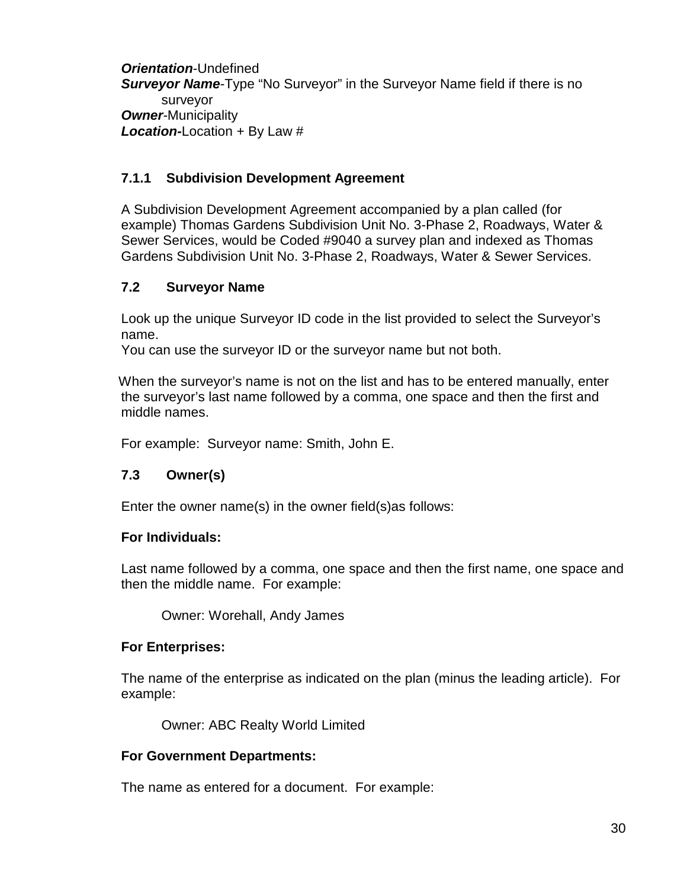***Orientation***-Undefined
***Surveyor Name***-Type "No Surveyor" in the Surveyor Name field if there is no surveyor
***Owner***-Municipality
***Location*-**Location + By Law #

### 7.1.1 Subdivision Development Agreement

A Subdivision Development Agreement accompanied by a plan called (for example) Thomas Gardens Subdivision Unit No. 3-Phase 2, Roadways, Water & Sewer Services, would be Coded #9040 a survey plan and indexed as Thomas Gardens Subdivision Unit No. 3-Phase 2, Roadways, Water & Sewer Services.

## 7.2 Surveyor Name

Look up the unique Surveyor ID code in the list provided to select the Surveyor's name.
You can use the surveyor ID or the surveyor name but not both.

When the surveyor's name is not on the list and has to be entered manually, enter the surveyor's last name followed by a comma, one space and then the first and middle names.

For example: Surveyor name: Smith, John E.

## 7.3 Owner(s)

Enter the owner name(s) in the owner field(s)as follows:

**For Individuals:**

Last name followed by a comma, one space and then the first name, one space and then the middle name. For example:

Owner: Worehall, Andy James

**For Enterprises:**

The name of the enterprise as indicated on the plan (minus the leading article). For example:

Owner: ABC Realty World Limited

**For Government Departments:**

The name as entered for a document. For example: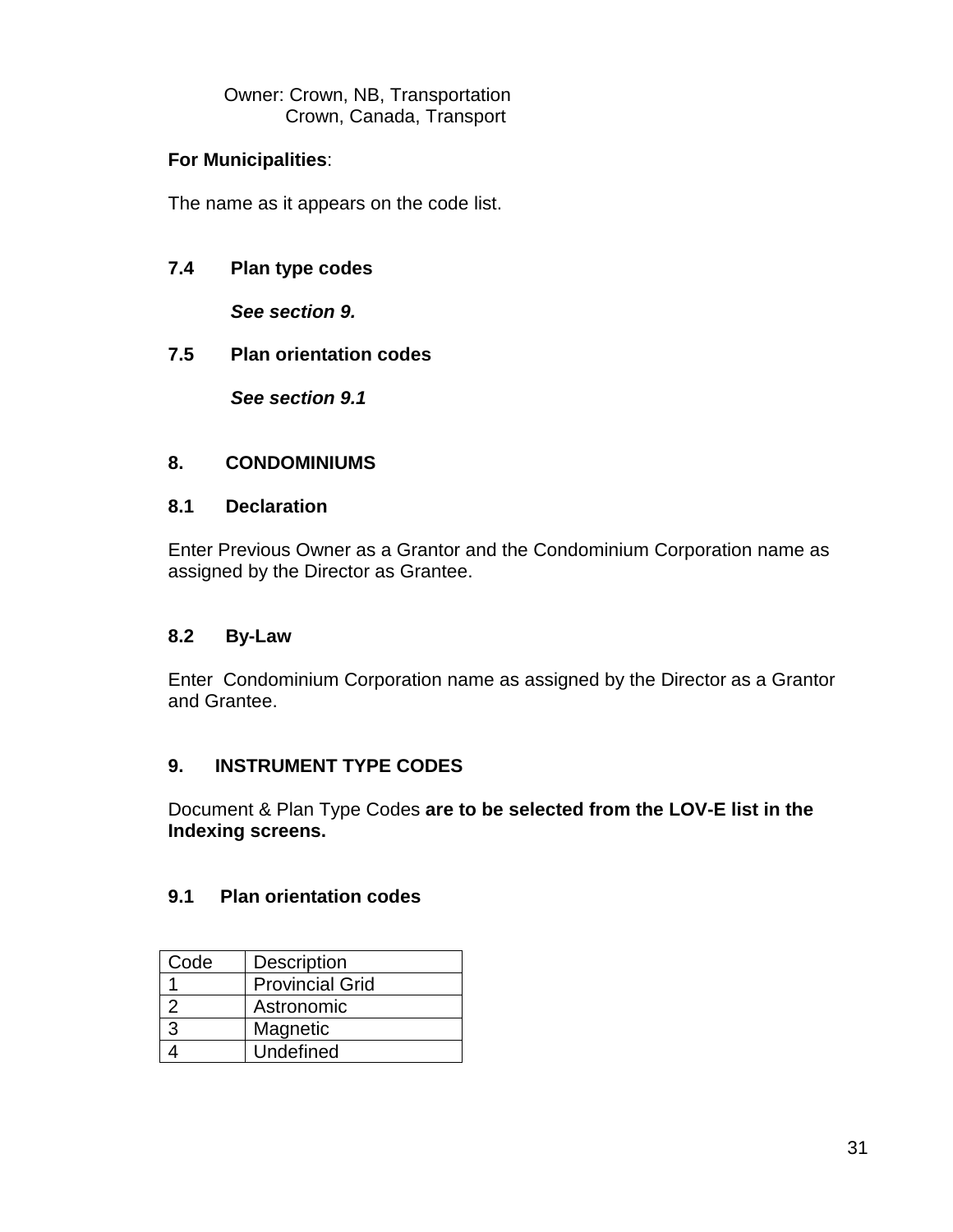Owner: Crown, NB, Transportation
Crown, Canada, Transport

**For Municipalities**:

The name as it appears on the code list.

### 7.4 Plan type codes

***See section 9.***

### 7.5 Plan orientation codes

***See section 9.1***

## 8. CONDOMINIUMS

### 8.1 Declaration

Enter Previous Owner as a Grantor and the Condominium Corporation name as assigned by the Director as Grantee.

### 8.2 By-Law

Enter Condominium Corporation name as assigned by the Director as a Grantor and Grantee.

## 9. INSTRUMENT TYPE CODES

Document & Plan Type Codes **are to be selected from the LOV-E list in the Indexing screens.**

### 9.1 Plan orientation codes

| Code | Description |
|---|---|
| 1 | Provincial Grid |
| 2 | Astronomic |
| 3 | Magnetic |
| 4 | Undefined |